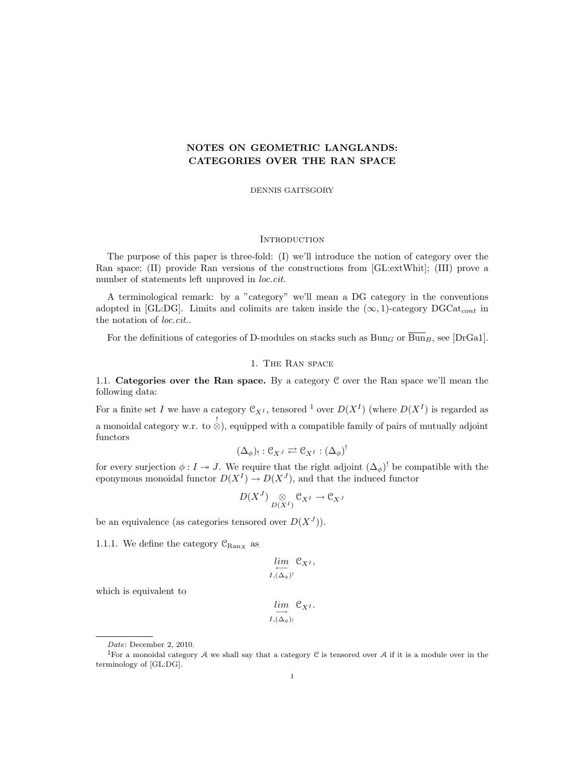# NOTES ON GEOMETRIC LANGLANDS: CATEGORIES OVER THE RAN SPACE

DENNIS GAITSGORY

## Introduction

The purpose of this paper is three-fold: (I) we'll introduce the notion of category over the Ran space; (II) provide Ran versions of the constructions from [GL:extWhit]; (III) prove a number of statements left unproved in *loc.cit.*

A terminological remark: by a "category" we'll mean a DG category in the conventions adopted in [GL:DG]. Limits and colimits are taken inside the $(\infty, 1)$-category $\mathrm{DGCat}_{cont}$ in the notation of *loc.cit.*.

For the definitions of categories of D-modules on stacks such as $\mathrm{Bun}_G$ or $\overline{\mathrm{Bun}}_B$, see [DrGa1].

## 1. The Ran space

**1.1. Categories over the Ran space.** By a category $\mathcal{C}$ over the Ran space we'll mean the following data:

For a finite set $I$ we have a category $\mathcal{C}_{X^I}$, tensored [1] over $D(X^I)$ (where $D(X^I)$ is regarded as a monoidal category w.r.t. $\overset{!}{\otimes}$), equipped with a compatible family of pairs of mutually adjoint functors

$$(\Delta_\phi)_! : \mathcal{C}_{X^J} \rightleftarrows \mathcal{C}_{X^I} : (\Delta_\phi)^!$$

for every surjection $\phi : I \twoheadrightarrow J$. We require that the right adjoint $(\Delta_\phi)^!$ be compatible with the eponymous monoidal functor $D(X^I) \to D(X^J)$, and that the induced functor

$$D(X^J) \underset{D(X^I)}{\otimes} \mathcal{C}_{X^I} \to \mathcal{C}_{X^J}$$

be an equivalence (as categories tensored over $D(X^J)$).

1.1.1. We define the category $\mathcal{C}_{\mathrm{Ran}_X}$ as

$$\underset{I,(\Delta_\phi)^!}{\underleftarrow{lim}} \ \mathcal{C}_{X^I},$$

which is equivalent to

$$\underset{I,(\Delta_\phi)_!}{\underrightarrow{lim}} \ \mathcal{C}_{X^I}.$$

---

*Date*: December 2, 2010.

[1] For a monoidal category $\mathcal{A}$ we shall say that a category $\mathcal{C}$ is tensored over $\mathcal{A}$ if it is a module over in the terminology of [GL:DG].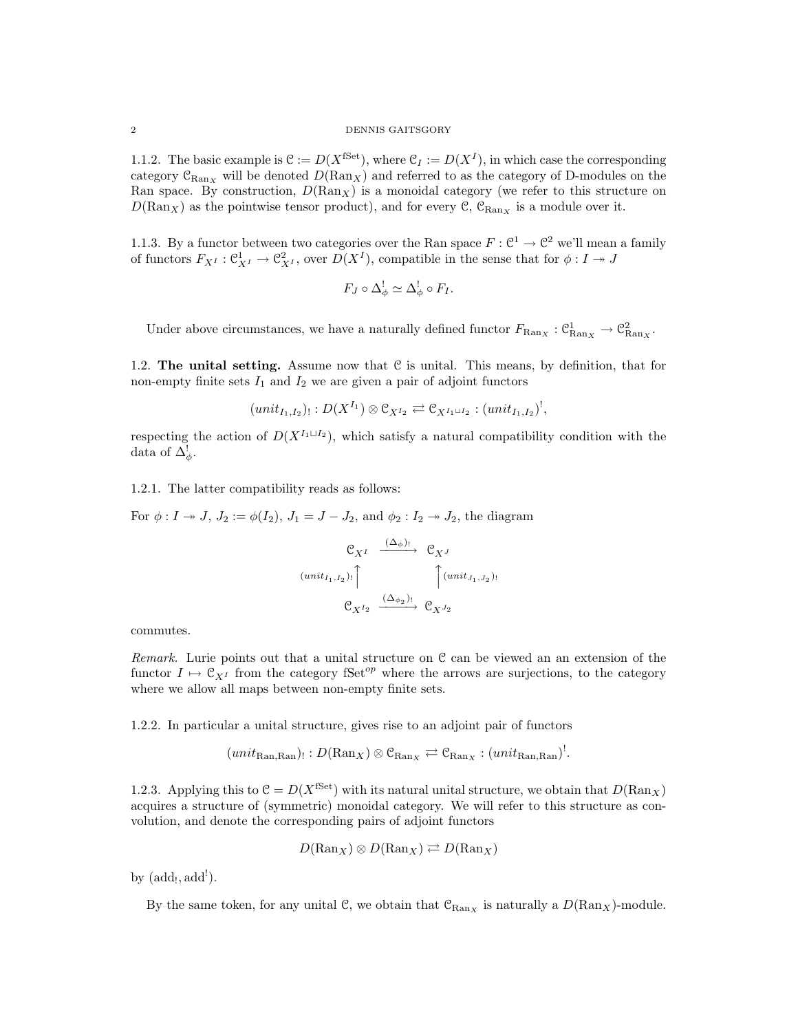1.1.2. The basic example is $\mathcal{C} := D(X^{\text{fSet}})$, where $\mathcal{C}_I := D(X^I)$, in which case the corresponding category $\mathcal{C}_{\text{Ran}_X}$ will be denoted $D(\text{Ran}_X)$ and referred to as the category of D-modules on the Ran space. By construction, $D(\text{Ran}_X)$ is a monoidal category (we refer to this structure on $D(\text{Ran}_X)$ as the pointwise tensor product), and for every $\mathcal{C}$, $\mathcal{C}_{\text{Ran}_X}$ is a module over it.

1.1.3. By a functor between two categories over the Ran space $F : \mathcal{C}^1 \to \mathcal{C}^2$ we'll mean a family of functors $F_{X^I} : \mathcal{C}^1_{X^I} \to \mathcal{C}^2_{X^I}$, over $D(X^I)$, compatible in the sense that for $\phi : I \twoheadrightarrow J$

$$F_J \circ \Delta^!_\phi \simeq \Delta^!_\phi \circ F_I.$$

Under above circumstances, we have a naturally defined functor $F_{\text{Ran}_X} : \mathcal{C}^1_{\text{Ran}_X} \to \mathcal{C}^2_{\text{Ran}_X}$.

1.2. **The unital setting.** Assume now that $\mathcal{C}$ is unital. This means, by definition, that for non-empty finite sets $I_1$ and $I_2$ we are given a pair of adjoint functors

$$(unit_{I_1,I_2})_! : D(X^{I_1}) \otimes \mathcal{C}_{X^{I_2}} \rightleftarrows \mathcal{C}_{X^{I_1 \sqcup I_2}} : (unit_{I_1,I_2})^!,$$

respecting the action of $D(X^{I_1 \sqcup I_2})$, which satisfy a natural compatibility condition with the data of $\Delta^!_\phi$.

1.2.1. The latter compatibility reads as follows:

For $\phi : I \twoheadrightarrow J$, $J_2 := \phi(I_2)$, $J_1 = J - J_2$, and $\phi_2 : I_2 \twoheadrightarrow J_2$, the diagram

$$\begin{array}{ccc}
\mathcal{C}_{X^I} & \xrightarrow{(\Delta_\phi)_!} & \mathcal{C}_{X^J} \\
{\scriptstyle (unit_{I_1,I_2})_!} \uparrow & & \uparrow {\scriptstyle (unit_{J_1,J_2})_!} \\
\mathcal{C}_{X^{I_2}} & \xrightarrow{(\Delta_{\phi_2})_!} & \mathcal{C}_{X^{J_2}}
\end{array}$$

commutes.

*Remark.* Lurie points out that a unital structure on $\mathcal{C}$ can be viewed an an extension of the functor $I \mapsto \mathcal{C}_{X^I}$ from the category $\text{fSet}^{op}$ where the arrows are surjections, to the category where we allow all maps between non-empty finite sets.

1.2.2. In particular a unital structure, gives rise to an adjoint pair of functors

$$(unit_{\text{Ran},\text{Ran}})_! : D(\text{Ran}_X) \otimes \mathcal{C}_{\text{Ran}_X} \rightleftarrows \mathcal{C}_{\text{Ran}_X} : (unit_{\text{Ran},\text{Ran}})^!.$$

1.2.3. Applying this to $\mathcal{C} = D(X^{\text{fSet}})$ with its natural unital structure, we obtain that $D(\text{Ran}_X)$ acquires a structure of (symmetric) monoidal category. We will refer to this structure as convolution, and denote the corresponding pairs of adjoint functors

$$D(\text{Ran}_X) \otimes D(\text{Ran}_X) \rightleftarrows D(\text{Ran}_X)$$

by $(\text{add}_!, \text{add}^!)$.

By the same token, for any unital $\mathcal{C}$, we obtain that $\mathcal{C}_{\text{Ran}_X}$ is naturally a $D(\text{Ran}_X)$-module.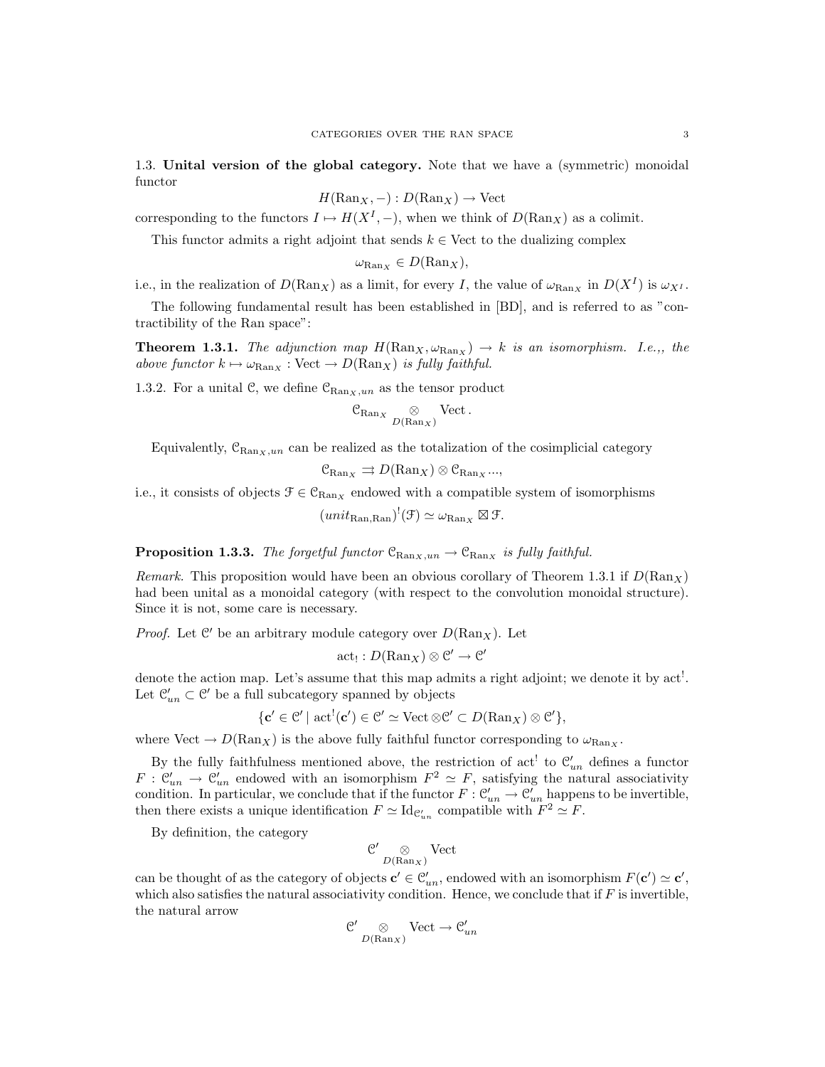1.3. **Unital version of the global category.** Note that we have a (symmetric) monoidal functor

$$H(\mathrm{Ran}_X, -) : D(\mathrm{Ran}_X) \to \mathrm{Vect}$$

corresponding to the functors $I \mapsto H(X^I, -)$, when we think of $D(\mathrm{Ran}_X)$ as a colimit.

This functor admits a right adjoint that sends $k \in \mathrm{Vect}$ to the dualizing complex

$$\omega_{\mathrm{Ran}_X} \in D(\mathrm{Ran}_X),$$

i.e., in the realization of $D(\mathrm{Ran}_X)$ as a limit, for every $I$, the value of $\omega_{\mathrm{Ran}_X}$ in $D(X^I)$ is $\omega_{X^I}$.

The following fundamental result has been established in [BD], and is referred to as "contractibility of the Ran space":

**Theorem 1.3.1.** *The adjunction map $H(\mathrm{Ran}_X, \omega_{\mathrm{Ran}_X}) \to k$ is an isomorphism. I.e.,, the above functor $k \mapsto \omega_{\mathrm{Ran}_X} : \mathrm{Vect} \to D(\mathrm{Ran}_X)$ is fully faithful.*

1.3.2. For a unital $\mathcal{C}$, we define $\mathcal{C}_{\mathrm{Ran}_X, un}$ as the tensor product

$$\mathcal{C}_{\mathrm{Ran}_X} \underset{D(\mathrm{Ran}_X)}{\otimes} \mathrm{Vect}\,.$$

Equivalently, $\mathcal{C}_{\mathrm{Ran}_X, un}$ can be realized as the totalization of the cosimplicial category

$$\mathcal{C}_{\mathrm{Ran}_X} \rightrightarrows D(\mathrm{Ran}_X) \otimes \mathcal{C}_{\mathrm{Ran}_X} ...,$$

i.e., it consists of objects $\mathcal{F} \in \mathcal{C}_{\mathrm{Ran}_X}$ endowed with a compatible system of isomorphisms

$$(unit_{\mathrm{Ran},\mathrm{Ran}})^!(\mathcal{F}) \simeq \omega_{\mathrm{Ran}_X} \boxtimes \mathcal{F}.$$

**Proposition 1.3.3.** *The forgetful functor $\mathcal{C}_{\mathrm{Ran}_X, un} \to \mathcal{C}_{\mathrm{Ran}_X}$ is fully faithful.*

*Remark.* This proposition would have been an obvious corollary of Theorem 1.3.1 if $D(\mathrm{Ran}_X)$ had been unital as a monoidal category (with respect to the convolution monoidal structure). Since it is not, some care is necessary.

*Proof.* Let $\mathcal{C}'$ be an arbitrary module category over $D(\mathrm{Ran}_X)$. Let

$$\mathrm{act}_! : D(\mathrm{Ran}_X) \otimes \mathcal{C}' \to \mathcal{C}'$$

denote the action map. Let's assume that this map admits a right adjoint; we denote it by $\mathrm{act}^!$. Let $\mathcal{C}'_{un} \subset \mathcal{C}'$ be a full subcategory spanned by objects

$$\{\mathbf{c}' \in \mathcal{C}' \mid \mathrm{act}^!(\mathbf{c}') \in \mathcal{C}' \simeq \mathrm{Vect} \otimes \mathcal{C}' \subset D(\mathrm{Ran}_X) \otimes \mathcal{C}'\},$$

where $\mathrm{Vect} \to D(\mathrm{Ran}_X)$ is the above fully faithful functor corresponding to $\omega_{\mathrm{Ran}_X}$.

By the fully faithfulness mentioned above, the restriction of $\mathrm{act}^!$ to $\mathcal{C}'_{un}$ defines a functor $F : \mathcal{C}'_{un} \to \mathcal{C}'_{un}$ endowed with an isomorphism $F^2 \simeq F$, satisfying the natural associativity condition. In particular, we conclude that if the functor $F : \mathcal{C}'_{un} \to \mathcal{C}'_{un}$ happens to be invertible, then there exists a unique identification $F \simeq \mathrm{Id}_{\mathcal{C}'_{un}}$ compatible with $F^2 \simeq F$.

By definition, the category

$$\mathcal{C}' \underset{D(\mathrm{Ran}_X)}{\otimes} \mathrm{Vect}$$

can be thought of as the category of objects $\mathbf{c}' \in \mathcal{C}'_{un}$, endowed with an isomorphism $F(\mathbf{c}') \simeq \mathbf{c}'$, which also satisfies the natural associativity condition. Hence, we conclude that if $F$ is invertible, the natural arrow

$$\mathcal{C}' \underset{D(\mathrm{Ran}_X)}{\otimes} \mathrm{Vect} \to \mathcal{C}'_{un}$$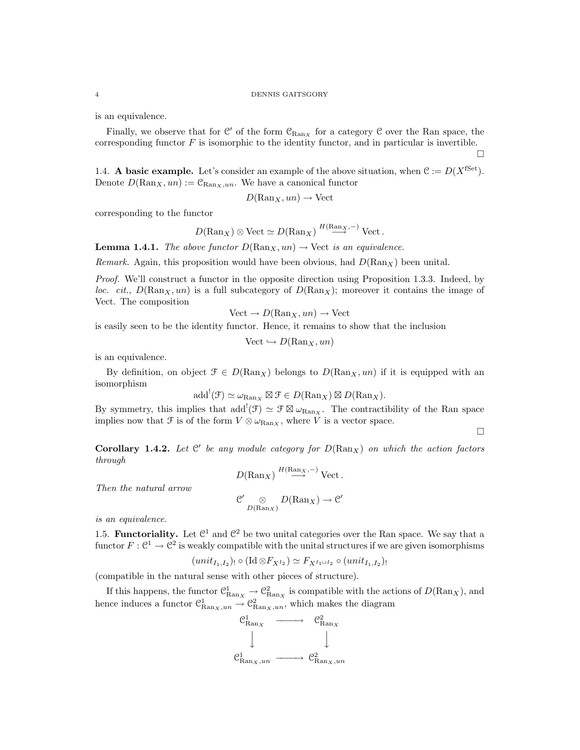is an equivalence.

Finally, we observe that for $\mathcal{C}'$ of the form $\mathcal{C}_{\mathrm{Ran}_X}$ for a category $\mathcal{C}$ over the Ran space, the corresponding functor $F$ is isomorphic to the identity functor, and in particular is invertible.

□

1.4. **A basic example.** Let's consider an example of the above situation, when $\mathcal{C} := D(X^{\mathrm{fSet}})$. Denote $D(\mathrm{Ran}_X, un) := \mathcal{C}_{\mathrm{Ran}_X, un}$. We have a canonical functor

$$D(\mathrm{Ran}_X, un) \to \mathrm{Vect}$$

corresponding to the functor

$$D(\mathrm{Ran}_X) \otimes \mathrm{Vect} \simeq D(\mathrm{Ran}_X) \overset{H(\mathrm{Ran}_X,-)}{\longrightarrow} \mathrm{Vect}.$$

**Lemma 1.4.1.** *The above functor $D(\mathrm{Ran}_X, un) \to \mathrm{Vect}$ is an equivalence.*

*Remark.* Again, this proposition would have been obvious, had $D(\mathrm{Ran}_X)$ been unital.

*Proof.* We'll construct a functor in the opposite direction using Proposition 1.3.3. Indeed, by *loc. cit.*, $D(\mathrm{Ran}_X, un)$ is a full subcategory of $D(\mathrm{Ran}_X)$; moreover it contains the image of Vect. The composition

$$\mathrm{Vect} \to D(\mathrm{Ran}_X, un) \to \mathrm{Vect}$$

is easily seen to be the identity functor. Hence, it remains to show that the inclusion

$$\mathrm{Vect} \hookrightarrow D(\mathrm{Ran}_X, un)$$

is an equivalence.

By definition, on object $\mathcal{F} \in D(\mathrm{Ran}_X)$ belongs to $D(\mathrm{Ran}_X, un)$ if it is equipped with an isomorphism

$$\mathrm{add}^!(\mathcal{F}) \simeq \omega_{\mathrm{Ran}_X} \boxtimes \mathcal{F} \in D(\mathrm{Ran}_X) \boxtimes D(\mathrm{Ran}_X).$$

By symmetry, this implies that $\mathrm{add}^!(\mathcal{F}) \simeq \mathcal{F} \boxtimes \omega_{\mathrm{Ran}_X}$. The contractibility of the Ran space implies now that $\mathcal{F}$ is of the form $V \otimes \omega_{\mathrm{Ran}_X}$, where $V$ is a vector space.

□

**Corollary 1.4.2.** *Let $\mathcal{C}'$ be any module category for $D(\mathrm{Ran}_X)$ on which the action factors through*

$$D(\mathrm{Ran}_X) \overset{H(\mathrm{Ran}_X,-)}{\longrightarrow} \mathrm{Vect}.$$

*Then the natural arrow*

$$\mathcal{C}' \underset{D(\mathrm{Ran}_X)}{\otimes} D(\mathrm{Ran}_X) \to \mathcal{C}'$$

*is an equivalence.*

1.5. **Functoriality.** Let $\mathcal{C}^1$ and $\mathcal{C}^2$ be two unital categories over the Ran space. We say that a functor $F : \mathcal{C}^1 \to \mathcal{C}^2$ is weakly compatible with the unital structures if we are given isomorphisms

$$(unit_{I_1,I_2})_! \circ (\mathrm{Id} \otimes F_{X^{I_2}}) \simeq F_{X^{I_1 \sqcup I_2}} \circ (unit_{I_1,I_2})_!$$

(compatible in the natural sense with other pieces of structure).

If this happens, the functor $\mathcal{C}^1_{\mathrm{Ran}_X} \to \mathcal{C}^2_{\mathrm{Ran}_X}$ is compatible with the actions of $D(\mathrm{Ran}_X)$, and hence induces a functor $\mathcal{C}^1_{\mathrm{Ran}_X,un} \to \mathcal{C}^2_{\mathrm{Ran}_X,un}$, which makes the diagram

$$\begin{array}{ccc}
\mathcal{C}^1_{\mathrm{Ran}_X} & \longrightarrow & \mathcal{C}^2_{\mathrm{Ran}_X} \\
\Big\downarrow & & \Big\downarrow \\
\mathcal{C}^1_{\mathrm{Ran}_X,un} & \longrightarrow & \mathcal{C}^2_{\mathrm{Ran}_X,un}
\end{array}$$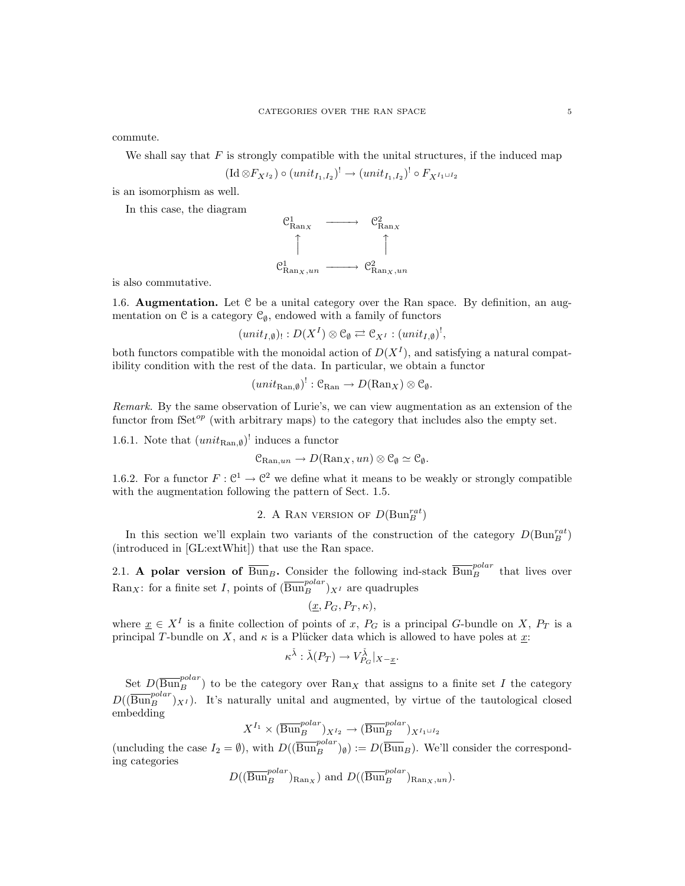commute.

We shall say that $F$ is strongly compatible with the unital structures, if the induced map

$$(\mathrm{Id} \otimes F_{X^{I_2}}) \circ (unit_{I_1,I_2})^! \to (unit_{I_1,I_2})^! \circ F_{X^{I_1 \sqcup I_2}}$$

is an isomorphism as well.

In this case, the diagram

$$\begin{array}{ccc} \mathcal{C}^1_{\mathrm{Ran}_X} & \longrightarrow & \mathcal{C}^2_{\mathrm{Ran}_X} \\ \uparrow & & \uparrow \\ \mathcal{C}^1_{\mathrm{Ran}_X,un} & \longrightarrow & \mathcal{C}^2_{\mathrm{Ran}_X,un} \end{array}$$

is also commutative.

1.6. **Augmentation.** Let $\mathcal{C}$ be a unital category over the Ran space. By definition, an augmentation on $\mathcal{C}$ is a category $\mathcal{C}_\emptyset$, endowed with a family of functors

$$(unit_{I,\emptyset})_! : D(X^I) \otimes \mathcal{C}_\emptyset \rightleftarrows \mathcal{C}_{X^I} : (unit_{I,\emptyset})^!,$$

both functors compatible with the monoidal action of $D(X^I)$, and satisfying a natural compatibility condition with the rest of the data. In particular, we obtain a functor

$$(unit_{\mathrm{Ran},\emptyset})^! : \mathcal{C}_{\mathrm{Ran}} \to D(\mathrm{Ran}_X) \otimes \mathcal{C}_\emptyset.$$

*Remark.* By the same observation of Lurie's, we can view augmentation as an extension of the functor from $\mathrm{fSet}^{op}$ (with arbitrary maps) to the category that includes also the empty set.

1.6.1. Note that $(unit_{\mathrm{Ran},\emptyset})^!$ induces a functor

$$\mathcal{C}_{\mathrm{Ran},un} \to D(\mathrm{Ran}_X, un) \otimes \mathcal{C}_\emptyset \simeq \mathcal{C}_\emptyset.$$

1.6.2. For a functor $F : \mathcal{C}^1 \to \mathcal{C}^2$ we define what it means to be weakly or strongly compatible with the augmentation following the pattern of Sect. 1.5.

## 2. A Ran version of $D(\mathrm{Bun}_B^{rat})$

In this section we'll explain two variants of the construction of the category $D(\mathrm{Bun}_B^{rat})$ (introduced in [GL:extWhit]) that use the Ran space.

2.1. **A polar version of $\overline{\mathrm{Bun}}_B$.** Consider the following ind-stack $\overline{\mathrm{Bun}}_B^{polar}$ that lives over $\mathrm{Ran}_X$: for a finite set $I$, points of $(\overline{\mathrm{Bun}}_B^{polar})_{X^I}$ are quadruples

$$(\underline{x}, P_G, P_T, \kappa),$$

where $\underline{x} \in X^I$ is a finite collection of points of $x$, $P_G$ is a principal $G$-bundle on $X$, $P_T$ is a principal $T$-bundle on $X$, and $\kappa$ is a Plücker data which is allowed to have poles at $\underline{x}$:

$$\kappa^{\check{\lambda}} : \check{\lambda}(P_T) \to V^{\check{\lambda}}_{P_G}|_{X-\underline{x}}.$$

Set $D(\overline{\mathrm{Bun}}_B^{polar})$ to be the category over $\mathrm{Ran}_X$ that assigns to a finite set $I$ the category $D((\overline{\mathrm{Bun}}_B^{polar})_{X^I})$. It's naturally unital and augmented, by virtue of the tautological closed embedding

$$X^{I_1} \times (\overline{\mathrm{Bun}}_B^{polar})_{X^{I_2}} \to (\overline{\mathrm{Bun}}_B^{polar})_{X^{I_1 \sqcup I_2}}$$

(uncluding the case $I_2 = \emptyset$), with $D((\overline{\mathrm{Bun}}_B^{polar})_\emptyset) := D(\overline{\mathrm{Bun}}_B)$. We'll consider the corresponding categories

$$D((\overline{\mathrm{Bun}}_B^{polar})_{\mathrm{Ran}_X}) \text{ and } D((\overline{\mathrm{Bun}}_B^{polar})_{\mathrm{Ran}_X,un}).$$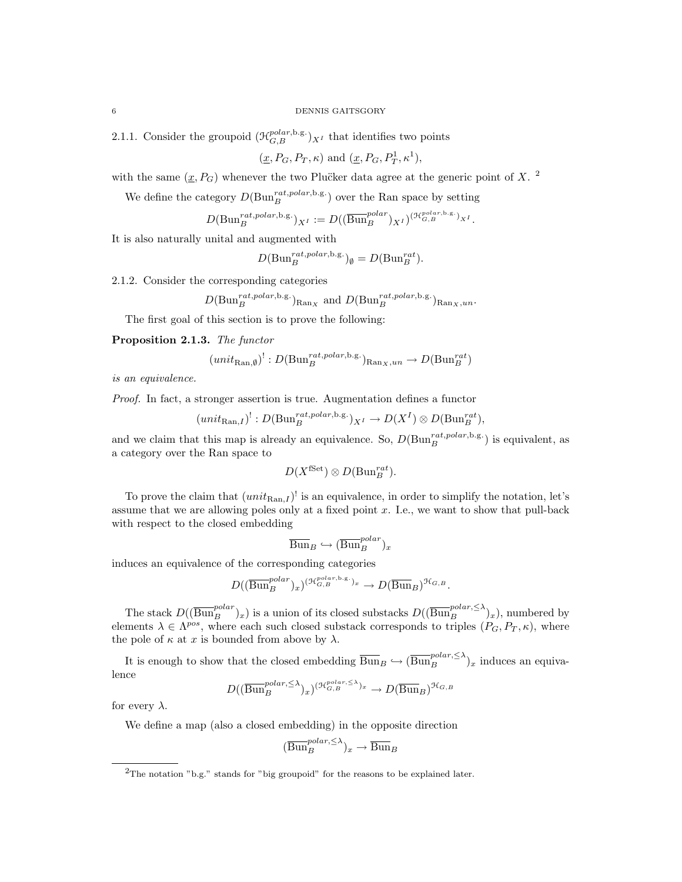2.1.1. Consider the groupoid $(\mathcal{H}^{polar,\text{b.g.}}_{G,B})_{X^I}$ that identifies two points

$$(\underline{x}, P_G, P_T, \kappa) \text{ and } (\underline{x}, P_G, P^1_T, \kappa^1),$$

with the same $(\underline{x}, P_G)$ whenever the two Plučker data agree at the generic point of $X$. [2]

We define the category $D(\text{Bun}_B^{rat,polar,\text{b.g.}})$ over the Ran space by setting

$$D(\text{Bun}_B^{rat,polar,\text{b.g.}})_{X^I} := D((\overline{\text{Bun}}_B^{polar})_{X^I})^{(\mathcal{H}^{polar,\text{b.g.}}_{G,B})_{X^I}}.$$

It is also naturally unital and augmented with

$$D(\text{Bun}_B^{rat,polar,\text{b.g.}})_{\emptyset} = D(\text{Bun}_B^{rat}).$$

2.1.2. Consider the corresponding categories

$$D(\text{Bun}_B^{rat,polar,\text{b.g.}})_{\text{Ran}_X} \text{ and } D(\text{Bun}_B^{rat,polar,\text{b.g.}})_{\text{Ran}_X,un}.$$

The first goal of this section is to prove the following:

**Proposition 2.1.3.** *The functor*

$$(unit_{\text{Ran},\emptyset})^! : D(\text{Bun}_B^{rat,polar,\text{b.g.}})_{\text{Ran}_X,un} \to D(\text{Bun}_B^{rat})$$

*is an equivalence.*

*Proof.* In fact, a stronger assertion is true. Augmentation defines a functor

$$(unit_{\text{Ran},I})^! : D(\text{Bun}_B^{rat,polar,\text{b.g.}})_{X^I} \to D(X^I) \otimes D(\text{Bun}_B^{rat}),$$

and we claim that this map is already an equivalence. So, $D(\text{Bun}_B^{rat,polar,\text{b.g.}})$ is equivalent, as a category over the Ran space to

$$D(X^{\text{fSet}}) \otimes D(\text{Bun}_B^{rat}).$$

To prove the claim that $(unit_{\text{Ran},I})^!$ is an equivalence, in order to simplify the notation, let's assume that we are allowing poles only at a fixed point $x$. I.e., we want to show that pull-back with respect to the closed embedding

$$\overline{\text{Bun}}_B \hookrightarrow (\overline{\text{Bun}}_B^{polar})_x$$

induces an equivalence of the corresponding categories

$$D((\overline{\text{Bun}}_B^{polar})_x)^{(\mathcal{H}^{polar,\text{b.g.}}_{G,B})_x} \to D(\overline{\text{Bun}}_B)^{\mathcal{H}_{G,B}}.$$

The stack $D((\overline{\text{Bun}}_B^{polar})_x)$ is a union of its closed substacks $D((\overline{\text{Bun}}_B^{polar,\leq\lambda})_x)$, numbered by elements $\lambda \in \Lambda^{pos}$, where each such closed substack corresponds to triples $(P_G, P_T, \kappa)$, where the pole of $\kappa$ at $x$ is bounded from above by $\lambda$.

It is enough to show that the closed embedding $\overline{\text{Bun}}_B \hookrightarrow (\overline{\text{Bun}}_B^{polar,\leq\lambda})_x$ induces an equivalence

$$D((\overline{\text{Bun}}_B^{polar,\leq\lambda})_x)^{(\mathcal{H}^{polar,\leq\lambda}_{G,B})_x} \to D(\overline{\text{Bun}}_B)^{\mathcal{H}_{G,B}}$$

for every $\lambda$.

We define a map (also a closed embedding) in the opposite direction

$$(\overline{\text{Bun}}_B^{polar,\leq\lambda})_x \to \overline{\text{Bun}}_B$$

[2] The notation "b.g." stands for "big groupoid" for the reasons to be explained later.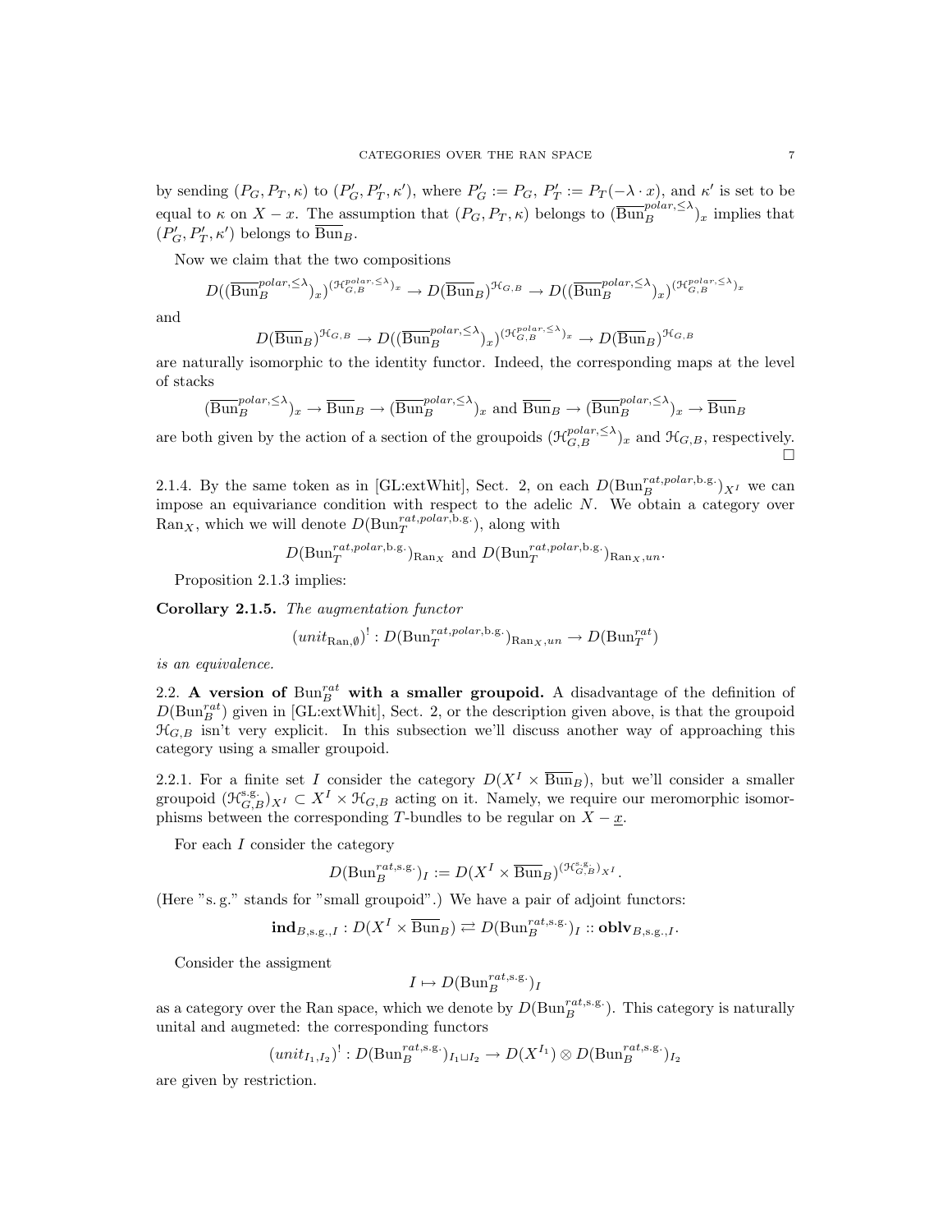by sending $(P_G, P_T, \kappa)$ to $(P'_G, P'_T, \kappa')$, where $P'_G := P_G$, $P'_T := P_T(-\lambda \cdot x)$, and $\kappa'$ is set to be equal to $\kappa$ on $X - x$. The assumption that $(P_G, P_T, \kappa)$ belongs to $(\overline{\mathrm{Bun}}_B^{polar,\leq\lambda})_x$ implies that $(P'_G, P'_T, \kappa')$ belongs to $\overline{\mathrm{Bun}}_B$.

Now we claim that the two compositions

$$D((\overline{\mathrm{Bun}}_B^{polar,\leq\lambda})_x)^{(\mathcal{H}_{G,B}^{polar,\leq\lambda})_x} \to D(\overline{\mathrm{Bun}}_B)^{\mathcal{H}_{G,B}} \to D((\overline{\mathrm{Bun}}_B^{polar,\leq\lambda})_x)^{(\mathcal{H}_{G,B}^{polar,\leq\lambda})_x}$$

and

$$D(\overline{\mathrm{Bun}}_B)^{\mathcal{H}_{G,B}} \to D((\overline{\mathrm{Bun}}_B^{polar,\leq\lambda})_x)^{(\mathcal{H}_{G,B}^{polar,\leq\lambda})_x} \to D(\overline{\mathrm{Bun}}_B)^{\mathcal{H}_{G,B}}$$

are naturally isomorphic to the identity functor. Indeed, the corresponding maps at the level of stacks

$$(\overline{\mathrm{Bun}}_B^{polar,\leq\lambda})_x \to \overline{\mathrm{Bun}}_B \to (\overline{\mathrm{Bun}}_B^{polar,\leq\lambda})_x \text{ and } \overline{\mathrm{Bun}}_B \to (\overline{\mathrm{Bun}}_B^{polar,\leq\lambda})_x \to \overline{\mathrm{Bun}}_B$$

are both given by the action of a section of the groupoids $(\mathcal{H}_{G,B}^{polar,\leq\lambda})_x$ and $\mathcal{H}_{G,B}$, respectively. □

2.1.4. By the same token as in [GL:extWhit], Sect. 2, on each $D(\mathrm{Bun}_B^{rat,polar,\text{b.g.}})_{X^I}$ we can impose an equivariance condition with respect to the adelic $N$. We obtain a category over $\mathrm{Ran}_X$, which we will denote $D(\mathrm{Bun}_T^{rat,polar,\text{b.g.}})$, along with

$$D(\mathrm{Bun}_T^{rat,polar,\text{b.g.}})_{\mathrm{Ran}_X} \text{ and } D(\mathrm{Bun}_T^{rat,polar,\text{b.g.}})_{\mathrm{Ran}_X,un}.$$

Proposition 2.1.3 implies:

**Corollary 2.1.5.** *The augmentation functor*

$$(unit_{\mathrm{Ran},\emptyset})^! : D(\mathrm{Bun}_T^{rat,polar,\text{b.g.}})_{\mathrm{Ran}_X,un} \to D(\mathrm{Bun}_T^{rat})$$

*is an equivalence.*

2.2. **A version of $\mathrm{Bun}_B^{rat}$ with a smaller groupoid.** A disadvantage of the definition of $D(\mathrm{Bun}_B^{rat})$ given in [GL:extWhit], Sect. 2, or the description given above, is that the groupoid $\mathcal{H}_{G,B}$ isn't very explicit. In this subsection we'll discuss another way of approaching this category using a smaller groupoid.

2.2.1. For a finite set $I$ consider the category $D(X^I \times \overline{\mathrm{Bun}}_B)$, but we'll consider a smaller groupoid $(\mathcal{H}_{G,B}^{\text{s.g.}})_{X^I} \subset X^I \times \mathcal{H}_{G,B}$ acting on it. Namely, we require our meromorphic isomorphisms between the corresponding $T$-bundles to be regular on $X - \underline{x}$.

For each $I$ consider the category

$$D(\mathrm{Bun}_B^{rat,\text{s.g.}})_I := D(X^I \times \overline{\mathrm{Bun}}_B)^{(\mathcal{H}_{G,B}^{\text{s.g.}})_{X^I}}.$$

(Here "s. g." stands for "small groupoid".) We have a pair of adjoint functors:

$$\mathbf{ind}_{B,\text{s.g.},I} : D(X^I \times \overline{\mathrm{Bun}}_B) \rightleftarrows D(\mathrm{Bun}_B^{rat,\text{s.g.}})_I :: \mathbf{oblv}_{B,\text{s.g.},I}.$$

Consider the assigment

$$I \mapsto D(\mathrm{Bun}_B^{rat,\text{s.g.}})_I$$

as a category over the Ran space, which we denote by $D(\mathrm{Bun}_B^{rat,\text{s.g.}})$. This category is naturally unital and augmeted: the corresponding functors

$$(unit_{I_1,I_2})^! : D(\mathrm{Bun}_B^{rat,\text{s.g.}})_{I_1 \sqcup I_2} \to D(X^{I_1}) \otimes D(\mathrm{Bun}_B^{rat,\text{s.g.}})_{I_2}$$

are given by restriction.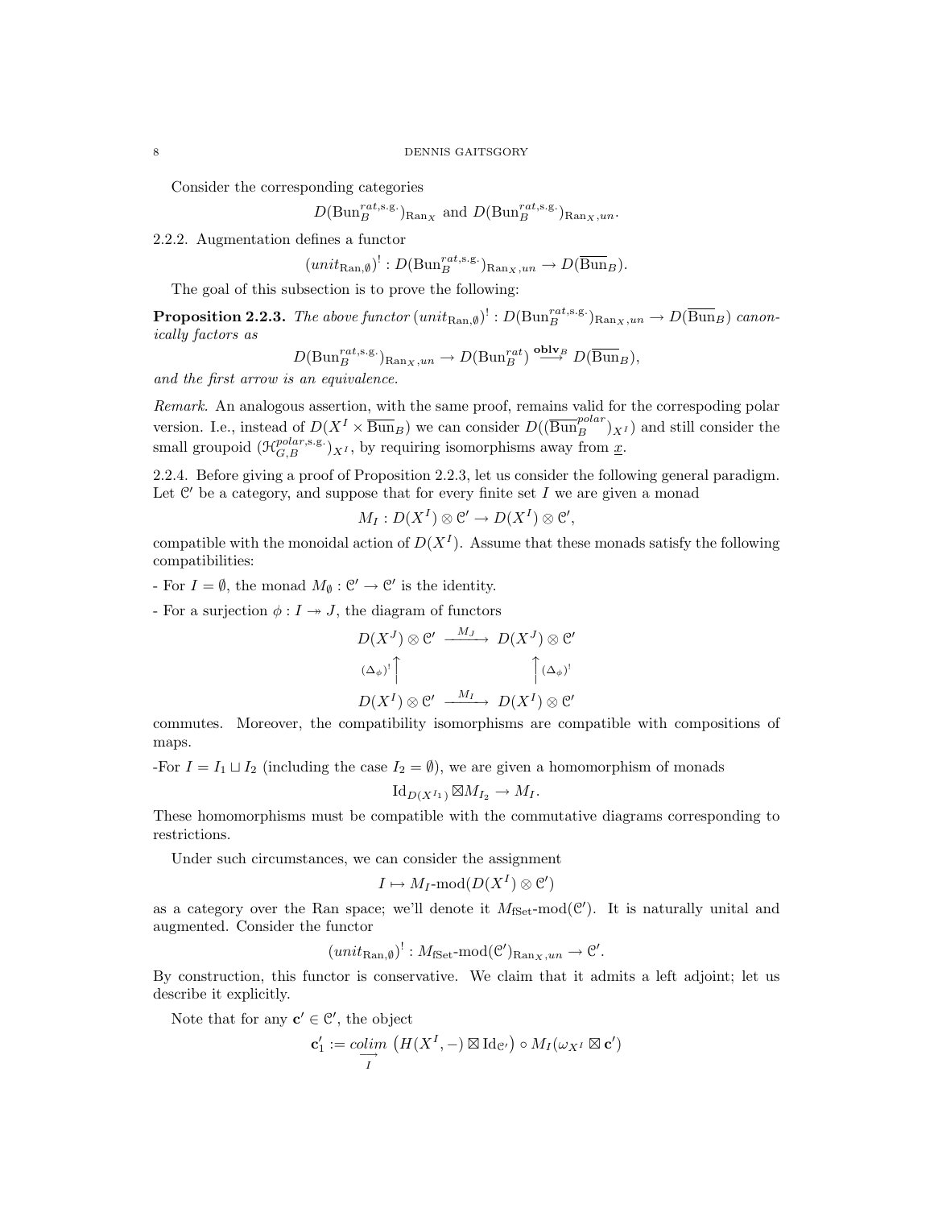Consider the corresponding categories

$$D(\mathrm{Bun}_B^{rat,\text{s.g.}})_{\mathrm{Ran}_X} \text{ and } D(\mathrm{Bun}_B^{rat,\text{s.g.}})_{\mathrm{Ran}_X,un}.$$

2.2.2. Augmentation defines a functor

$$(unit_{\mathrm{Ran},\emptyset})^! : D(\mathrm{Bun}_B^{rat,\text{s.g.}})_{\mathrm{Ran}_X,un} \to D(\overline{\mathrm{Bun}}_B).$$

The goal of this subsection is to prove the following:

**Proposition 2.2.3.** *The above functor* $(unit_{\mathrm{Ran},\emptyset})^! : D(\mathrm{Bun}_B^{rat,\text{s.g.}})_{\mathrm{Ran}_X,un} \to D(\overline{\mathrm{Bun}}_B)$ *canonically factors as*

$$D(\mathrm{Bun}_B^{rat,\text{s.g.}})_{\mathrm{Ran}_X,un} \to D(\mathrm{Bun}_B^{rat}) \overset{\mathbf{oblv}_B}{\longrightarrow} D(\overline{\mathrm{Bun}}_B),$$

*and the first arrow is an equivalence.*

*Remark.* An analogous assertion, with the same proof, remains valid for the correspoding polar version. I.e., instead of $D(X^I \times \overline{\mathrm{Bun}}_B)$ we can consider $D((\overline{\mathrm{Bun}}_B^{polar})_{X^I})$ and still consider the small groupoid $(\mathcal{H}_{G,B}^{polar,\text{s.g.}})_{X^I}$, by requiring isomorphisms away from $\underline{x}$.

2.2.4. Before giving a proof of Proposition 2.2.3, let us consider the following general paradigm. Let $\mathcal{C}'$ be a category, and suppose that for every finite set $I$ we are given a monad

$$M_I : D(X^I) \otimes \mathcal{C}' \to D(X^I) \otimes \mathcal{C}',$$

compatible with the monoidal action of $D(X^I)$. Assume that these monads satisfy the following compatibilities:

- For $I = \emptyset$, the monad $M_\emptyset : \mathcal{C}' \to \mathcal{C}'$ is the identity.

- For a surjection $\phi : I \twoheadrightarrow J$, the diagram of functors

$$\begin{array}{ccc} D(X^J) \otimes \mathcal{C}' & \xrightarrow{M_J} & D(X^J) \otimes \mathcal{C}' \\ {\scriptstyle (\Delta_\phi)^!}\uparrow & & \uparrow{\scriptstyle (\Delta_\phi)^!} \\ D(X^I) \otimes \mathcal{C}' & \xrightarrow{M_I} & D(X^I) \otimes \mathcal{C}' \end{array}$$

commutes. Moreover, the compatibility isomorphisms are compatible with compositions of maps.

-For $I = I_1 \sqcup I_2$ (including the case $I_2 = \emptyset$), we are given a homomorphism of monads

$$\mathrm{Id}_{D(X^{I_1})} \boxtimes M_{I_2} \to M_I.$$

These homomorphisms must be compatible with the commutative diagrams corresponding to restrictions.

Under such circumstances, we can consider the assignment

$$I \mapsto M_I\text{-mod}(D(X^I) \otimes \mathcal{C}')$$

as a category over the Ran space; we'll denote it $M_{\mathrm{fSet}}\text{-mod}(\mathcal{C}')$. It is naturally unital and augmented. Consider the functor

$$(unit_{\mathrm{Ran},\emptyset})^! : M_{\mathrm{fSet}}\text{-mod}(\mathcal{C}')_{\mathrm{Ran}_X,un} \to \mathcal{C}'.$$

By construction, this functor is conservative. We claim that it admits a left adjoint; let us describe it explicitly.

Note that for any $\mathbf{c}' \in \mathcal{C}'$, the object

$$\mathbf{c}'_1 := \underset{I}{\underrightarrow{colim}} \left(H(X^I, -) \boxtimes \mathrm{Id}_{\mathcal{C}'}\right) \circ M_I(\omega_{X^I} \boxtimes \mathbf{c}')$$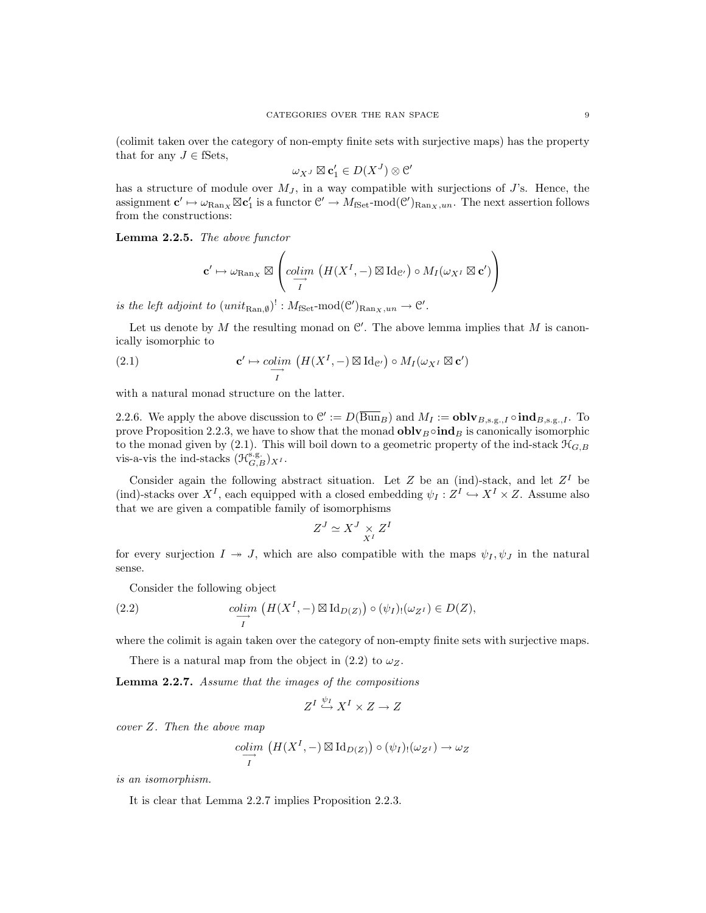(colimit taken over the category of non-empty finite sets with surjective maps) has the property that for any $J \in \text{fSets}$,

$$\omega_{X^J} \boxtimes \mathbf{c}'_1 \in D(X^J) \otimes \mathcal{C}'$$

has a structure of module over $M_J$, in a way compatible with surjections of $J$'s. Hence, the assignment $\mathbf{c}' \mapsto \omega_{\text{Ran}_X} \boxtimes \mathbf{c}'_1$ is a functor $\mathcal{C}' \to M_{\text{fSet}}\text{-mod}(\mathcal{C}')_{\text{Ran}_X, un}$. The next assertion follows from the constructions:

**Lemma 2.2.5.** *The above functor*

$$\mathbf{c}' \mapsto \omega_{\text{Ran}_X} \boxtimes \left( \underset{I}{\underrightarrow{colim}} \left( H(X^I, -) \boxtimes \text{Id}_{\mathcal{C}'} \right) \circ M_I(\omega_{X^I} \boxtimes \mathbf{c}') \right)$$

*is the left adjoint to* $(unit_{\text{Ran},\emptyset})^! : M_{\text{fSet}}\text{-mod}(\mathcal{C}')_{\text{Ran}_X, un} \to \mathcal{C}'$.

Let us denote by $M$ the resulting monad on $\mathcal{C}'$. The above lemma implies that $M$ is canonically isomorphic to

$$\mathbf{c}' \mapsto \underset{I}{\underrightarrow{colim}} \left( H(X^I, -) \boxtimes \text{Id}_{\mathcal{C}'} \right) \circ M_I(\omega_{X^I} \boxtimes \mathbf{c}') \tag{2.1}$$

with a natural monad structure on the latter.

2.2.6. We apply the above discussion to $\mathcal{C}' := D(\overline{\text{Bun}}_B)$ and $M_I := \mathbf{oblv}_{B,\text{s.g.},I} \circ \mathbf{ind}_{B,\text{s.g.},I}$. To prove Proposition 2.2.3, we have to show that the monad $\mathbf{oblv}_B \circ \mathbf{ind}_B$ is canonically isomorphic to the monad given by (2.1). This will boil down to a geometric property of the ind-stack $\mathcal{H}_{G,B}$ vis-a-vis the ind-stacks $(\mathcal{H}^{\text{s.g.}}_{G,B})_{X^I}$.

Consider again the following abstract situation. Let $Z$ be an (ind)-stack, and let $Z^I$ be (ind)-stacks over $X^I$, each equipped with a closed embedding $\psi_I : Z^I \hookrightarrow X^I \times Z$. Assume also that we are given a compatible family of isomorphisms

$$Z^J \simeq X^J \underset{X^I}{\times} Z^I$$

for every surjection $I \twoheadrightarrow J$, which are also compatible with the maps $\psi_I, \psi_J$ in the natural sense.

Consider the following object

$$\underset{I}{\underrightarrow{colim}} \left( H(X^I, -) \boxtimes \text{Id}_{D(Z)} \right) \circ (\psi_I)_!(\omega_{Z^I}) \in D(Z), \tag{2.2}$$

where the colimit is again taken over the category of non-empty finite sets with surjective maps.

There is a natural map from the object in (2.2) to $\omega_Z$.

**Lemma 2.2.7.** *Assume that the images of the compositions*

$$Z^I \overset{\psi_I}{\hookrightarrow} X^I \times Z \to Z$$

*cover $Z$. Then the above map*

$$\underset{I}{\underrightarrow{colim}} \left( H(X^I, -) \boxtimes \text{Id}_{D(Z)} \right) \circ (\psi_I)_!(\omega_{Z^I}) \to \omega_Z$$

*is an isomorphism.*

It is clear that Lemma 2.2.7 implies Proposition 2.2.3.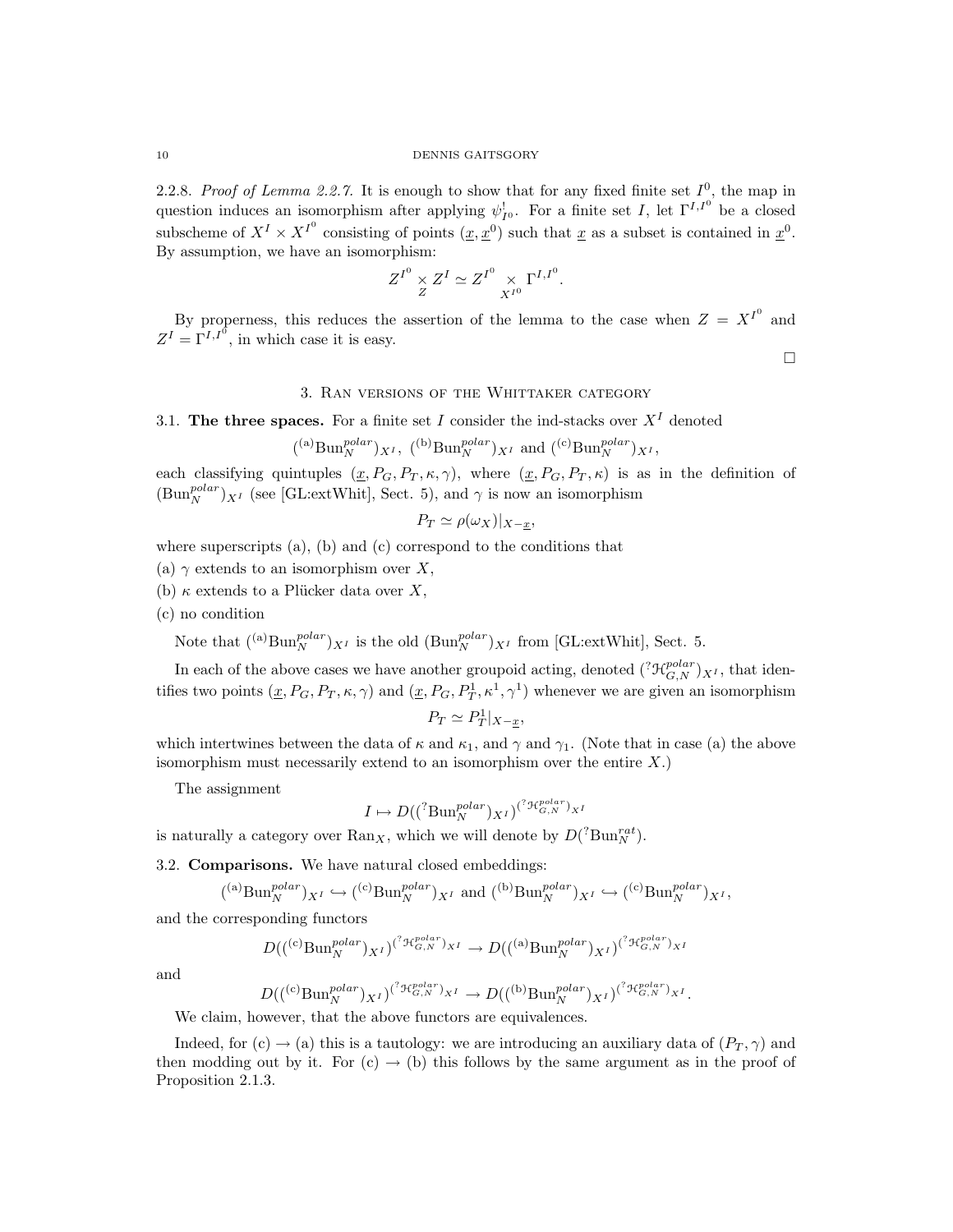2.2.8. *Proof of Lemma 2.2.7.* It is enough to show that for any fixed finite set $I^0$, the map in question induces an isomorphism after applying $\psi^!_{I^0}$. For a finite set $I$, let $\Gamma^{I,I^0}$ be a closed subscheme of $X^I \times X^{I^0}$ consisting of points $(\underline{x}, \underline{x}^0)$ such that $\underline{x}$ as a subset is contained in $\underline{x}^0$. By assumption, we have an isomorphism:

$$Z^{I^0} \underset{Z}{\times} Z^I \simeq Z^{I^0} \underset{X^{I^0}}{\times} \Gamma^{I,I^0}.$$

By properness, this reduces the assertion of the lemma to the case when $Z = X^{I^0}$ and $Z^I = \Gamma^{I,I^0}$, in which case it is easy.

□

## 3. Ran versions of the Whittaker category

**3.1. The three spaces.** For a finite set $I$ consider the ind-stacks over $X^I$ denoted

$$({}^{(a)}\mathrm{Bun}_N^{polar})_{X^I},\ ({}^{(b)}\mathrm{Bun}_N^{polar})_{X^I} \text{ and } ({}^{(c)}\mathrm{Bun}_N^{polar})_{X^I},$$

each classifying quintuples $(\underline{x}, P_G, P_T, \kappa, \gamma)$, where $(\underline{x}, P_G, P_T, \kappa)$ is as in the definition of $(\mathrm{Bun}_N^{polar})_{X^I}$ (see [GL:extWhit], Sect. 5), and $\gamma$ is now an isomorphism

$$P_T \simeq \rho(\omega_X)|_{X-\underline{x}},$$

where superscripts (a), (b) and (c) correspond to the conditions that

(a) $\gamma$ extends to an isomorphism over $X$,

(b) $\kappa$ extends to a Plücker data over $X$,

(c) no condition

Note that $({}^{(a)}\mathrm{Bun}_N^{polar})_{X^I}$ is the old $(\mathrm{Bun}_N^{polar})_{X^I}$ from [GL:extWhit], Sect. 5.

In each of the above cases we have another groupoid acting, denoted $({}^{?}\mathcal{H}_{G,N}^{polar})_{X^I}$, that identifies two points $(\underline{x}, P_G, P_T, \kappa, \gamma)$ and $(\underline{x}, P_G, P_T^1, \kappa^1, \gamma^1)$ whenever we are given an isomorphism

$$P_T \simeq P_T^1|_{X-\underline{x}},$$

which intertwines between the data of $\kappa$ and $\kappa_1$, and $\gamma$ and $\gamma_1$. (Note that in case (a) the above isomorphism must necessarily extend to an isomorphism over the entire $X$.)

The assignment

$$I \mapsto D(({}^{?}\mathrm{Bun}_N^{polar})_{X^I})^{({}^{?}\mathcal{H}_{G,N}^{polar})_{X^I}}$$

is naturally a category over $\mathrm{Ran}_X$, which we will denote by $D({}^{?}\mathrm{Bun}_N^{rat})$.

**3.2. Comparisons.** We have natural closed embeddings:

$$({}^{(a)}\mathrm{Bun}_N^{polar})_{X^I} \hookrightarrow ({}^{(c)}\mathrm{Bun}_N^{polar})_{X^I} \text{ and } ({}^{(b)}\mathrm{Bun}_N^{polar})_{X^I} \hookrightarrow ({}^{(c)}\mathrm{Bun}_N^{polar})_{X^I},$$

and the corresponding functors

$$D(({}^{(c)}\mathrm{Bun}_N^{polar})_{X^I})^{({}^{?}\mathcal{H}_{G,N}^{polar})_{X^I}} \to D(({}^{(a)}\mathrm{Bun}_N^{polar})_{X^I})^{({}^{?}\mathcal{H}_{G,N}^{polar})_{X^I}}$$

and

$$D(({}^{(c)}\mathrm{Bun}_N^{polar})_{X^I})^{({}^{?}\mathcal{H}_{G,N}^{polar})_{X^I}} \to D(({}^{(b)}\mathrm{Bun}_N^{polar})_{X^I})^{({}^{?}\mathcal{H}_{G,N}^{polar})_{X^I}}.$$

We claim, however, that the above functors are equivalences.

Indeed, for (c) → (a) this is a tautology: we are introducing an auxiliary data of $(P_T, \gamma)$ and then modding out by it. For (c) → (b) this follows by the same argument as in the proof of Proposition 2.1.3.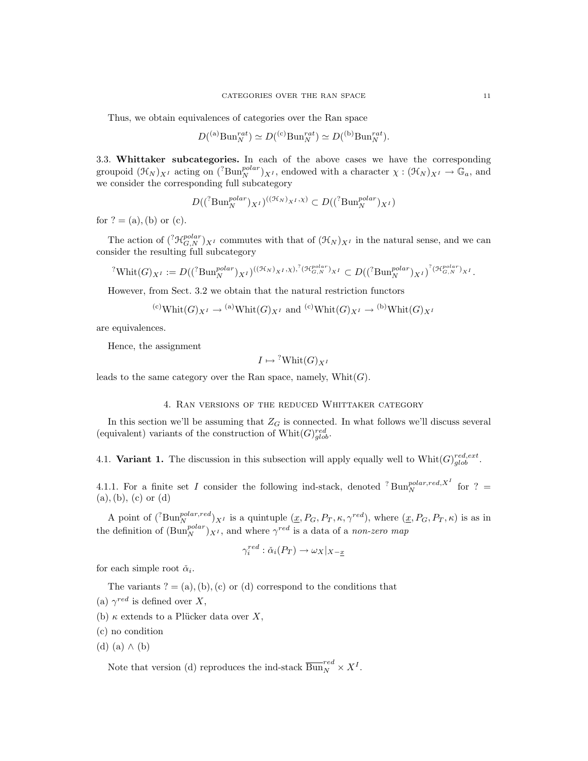Thus, we obtain equivalences of categories over the Ran space

$$D({}^{(a)}\mathrm{Bun}_N^{rat}) \simeq D({}^{(c)}\mathrm{Bun}_N^{rat}) \simeq D({}^{(b)}\mathrm{Bun}_N^{rat}).$$

3.3. **Whittaker subcategories.** In each of the above cases we have the corresponding groupoid $(\mathcal{H}_N)_{X^I}$ acting on $({}^{?}\mathrm{Bun}_N^{polar})_{X^I}$, endowed with a character $\chi : (\mathcal{H}_N)_{X^I} \to \mathbb{G}_a$, and we consider the corresponding full subcategory

$$D(({}^{?}\mathrm{Bun}_N^{polar})_{X^I})^{((\mathcal{H}_N)_{X^I},\chi)} \subset D(({}^{?}\mathrm{Bun}_N^{polar})_{X^I})$$

for $? = $ (a), (b) or (c).

The action of $({}^{?}\mathcal{H}_{G,N}^{polar})_{X^I}$ commutes with that of $(\mathcal{H}_N)_{X^I}$ in the natural sense, and we can consider the resulting full subcategory

$${}^{?}\mathrm{Whit}(G)_{X^I} := D(({}^{?}\mathrm{Bun}_N^{polar})_{X^I})^{((\mathcal{H}_N)_{X^I},\chi),{}^{?}(\mathcal{H}_{G,N}^{polar})_{X^I}} \subset D(({}^{?}\mathrm{Bun}_N^{polar})_{X^I})^{{}^{?}(\mathcal{H}_{G,N}^{polar})_{X^I}}.$$

However, from Sect. 3.2 we obtain that the natural restriction functors

$${}^{(c)}\mathrm{Whit}(G)_{X^I} \to {}^{(a)}\mathrm{Whit}(G)_{X^I} \text{ and } {}^{(c)}\mathrm{Whit}(G)_{X^I} \to {}^{(b)}\mathrm{Whit}(G)_{X^I}$$

are equivalences.

Hence, the assignment

$$I \mapsto {}^{?}\mathrm{Whit}(G)_{X^I}$$

leads to the same category over the Ran space, namely, $\mathrm{Whit}(G)$.

## 4. Ran versions of the reduced Whittaker category

In this section we'll be assuming that $Z_G$ is connected. In what follows we'll discuss several (equivalent) variants of the construction of $\mathrm{Whit}(G)^{red}_{glob}$.

4.1. **Variant 1.** The discussion in this subsection will apply equally well to $\mathrm{Whit}(G)^{red,ext}_{glob}$.

4.1.1. For a finite set $I$ consider the following ind-stack, denoted ${}^{?}\mathrm{Bun}_N^{polar,red,X^I}$ for $? = $ (a), (b), (c) or (d)

A point of $({}^{?}\mathrm{Bun}_N^{polar,red})_{X^I}$ is a quintuple $(\underline{x}, P_G, P_T, \kappa, \gamma^{red})$, where $(\underline{x}, P_G, P_T, \kappa)$ is as in the definition of $(\mathrm{Bun}_N^{polar})_{X^I}$, and where $\gamma^{red}$ is a data of a *non-zero map*

$$\gamma_i^{red} : \check{\alpha}_i(P_T) \to \omega_X|_{X-\underline{x}}$$

for each simple root $\check{\alpha}_i$.

The variants $? = $ (a), (b), (c) or (d) correspond to the conditions that

(a) $\gamma^{red}$ is defined over $X$,

(b) $\kappa$ extends to a Plücker data over $X$,

(c) no condition

(d) (a) $\wedge$ (b)

Note that version (d) reproduces the ind-stack $\overline{\mathrm{Bun}}_N^{red} \times X^I$.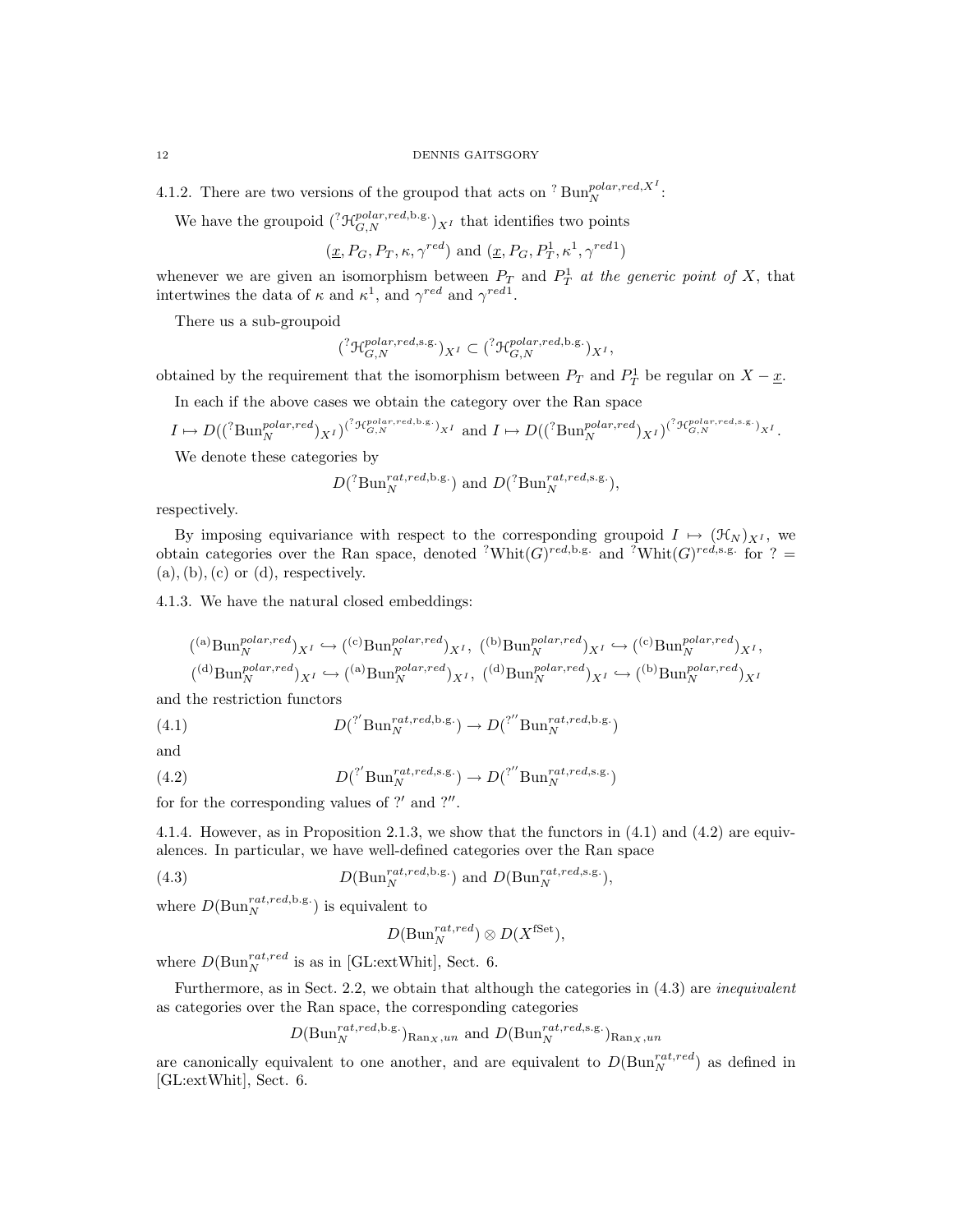4.1.2. There are two versions of the groupod that acts on ${}^{?}\operatorname{Bun}_N^{polar,red,X^I}$:

We have the groupoid $({}^{?}\mathcal{H}_{G,N}^{polar,red,\text{b.g.}})_{X^I}$ that identifies two points

$$(\underline{x}, P_G, P_T, \kappa, \gamma^{red}) \text{ and } (\underline{x}, P_G, P_T^1, \kappa^1, \gamma^{red1})$$

whenever we are given an isomorphism between $P_T$ and $P_T^1$ *at the generic point of* $X$, that intertwines the data of $\kappa$ and $\kappa^1$, and $\gamma^{red}$ and $\gamma^{red1}$.

There us a sub-groupoid

$$({}^{?}\mathcal{H}_{G,N}^{polar,red,\text{s.g.}})_{X^I} \subset ({}^{?}\mathcal{H}_{G,N}^{polar,red,\text{b.g.}})_{X^I},$$

obtained by the requirement that the isomorphism between $P_T$ and $P_T^1$ be regular on $X - \underline{x}$.

In each if the above cases we obtain the category over the Ran space

$$I \mapsto D(({}^{?}\operatorname{Bun}_N^{polar,red})_{X^I})^{({}^{?}\mathcal{H}_{G,N}^{polar,red,\text{b.g.}})_{X^I}} \text{ and } I \mapsto D(({}^{?}\operatorname{Bun}_N^{polar,red})_{X^I})^{({}^{?}\mathcal{H}_{G,N}^{polar,red,\text{s.g.}})_{X^I}}.$$

We denote these categories by

$$D({}^{?}\operatorname{Bun}_N^{rat,red,\text{b.g.}}) \text{ and } D({}^{?}\operatorname{Bun}_N^{rat,red,\text{s.g.}}),$$

respectively.

By imposing equivariance with respect to the corresponding groupoid $I \mapsto (\mathcal{H}_N)_{X^I}$, we obtain categories over the Ran space, denoted ${}^{?}\operatorname{Whit}(G)^{red,\text{b.g.}}$ and ${}^{?}\operatorname{Whit}(G)^{red,\text{s.g.}}$ for $? = (\text{a}), (\text{b}), (\text{c})$ or $(\text{d})$, respectively.

4.1.3. We have the natural closed embeddings:

$$({}^{(\text{a})}\operatorname{Bun}_N^{polar,red})_{X^I} \hookrightarrow ({}^{(\text{c})}\operatorname{Bun}_N^{polar,red})_{X^I},\ ({}^{(\text{b})}\operatorname{Bun}_N^{polar,red})_{X^I} \hookrightarrow ({}^{(\text{c})}\operatorname{Bun}_N^{polar,red})_{X^I},$$
$$({}^{(\text{d})}\operatorname{Bun}_N^{polar,red})_{X^I} \hookrightarrow ({}^{(\text{a})}\operatorname{Bun}_N^{polar,red})_{X^I},\ ({}^{(\text{d})}\operatorname{Bun}_N^{polar,red})_{X^I} \hookrightarrow ({}^{(\text{b})}\operatorname{Bun}_N^{polar,red})_{X^I}$$

and the restriction functors

$$D({}^{?'}\operatorname{Bun}_N^{rat,red,\text{b.g.}}) \to D({}^{?''}\operatorname{Bun}_N^{rat,red,\text{b.g.}}) \tag{4.1}$$

and

$$D({}^{?'}\operatorname{Bun}_N^{rat,red,\text{s.g.}}) \to D({}^{?''}\operatorname{Bun}_N^{rat,red,\text{s.g.}}) \tag{4.2}$$

for for the corresponding values of $?'$ and $?''$.

4.1.4. However, as in Proposition 2.1.3, we show that the functors in (4.1) and (4.2) are equivalences. In particular, we have well-defined categories over the Ran space

$$D(\operatorname{Bun}_N^{rat,red,\text{b.g.}}) \text{ and } D(\operatorname{Bun}_N^{rat,red,\text{s.g.}}), \tag{4.3}$$

where $D(\operatorname{Bun}_N^{rat,red,\text{b.g.}})$ is equivalent to

$$D(\operatorname{Bun}_N^{rat,red}) \otimes D(X^{\text{fSet}}),$$

where $D(\operatorname{Bun}_N^{rat,red}$ is as in [GL:extWhit], Sect. 6.

Furthermore, as in Sect. 2.2, we obtain that although the categories in (4.3) are *inequivalent* as categories over the Ran space, the corresponding categories

$$D(\operatorname{Bun}_N^{rat,red,\text{b.g.}})_{\operatorname{Ran}_X,un} \text{ and } D(\operatorname{Bun}_N^{rat,red,\text{s.g.}})_{\operatorname{Ran}_X,un}$$

are canonically equivalent to one another, and are equivalent to $D(\operatorname{Bun}_N^{rat,red})$ as defined in [GL:extWhit], Sect. 6.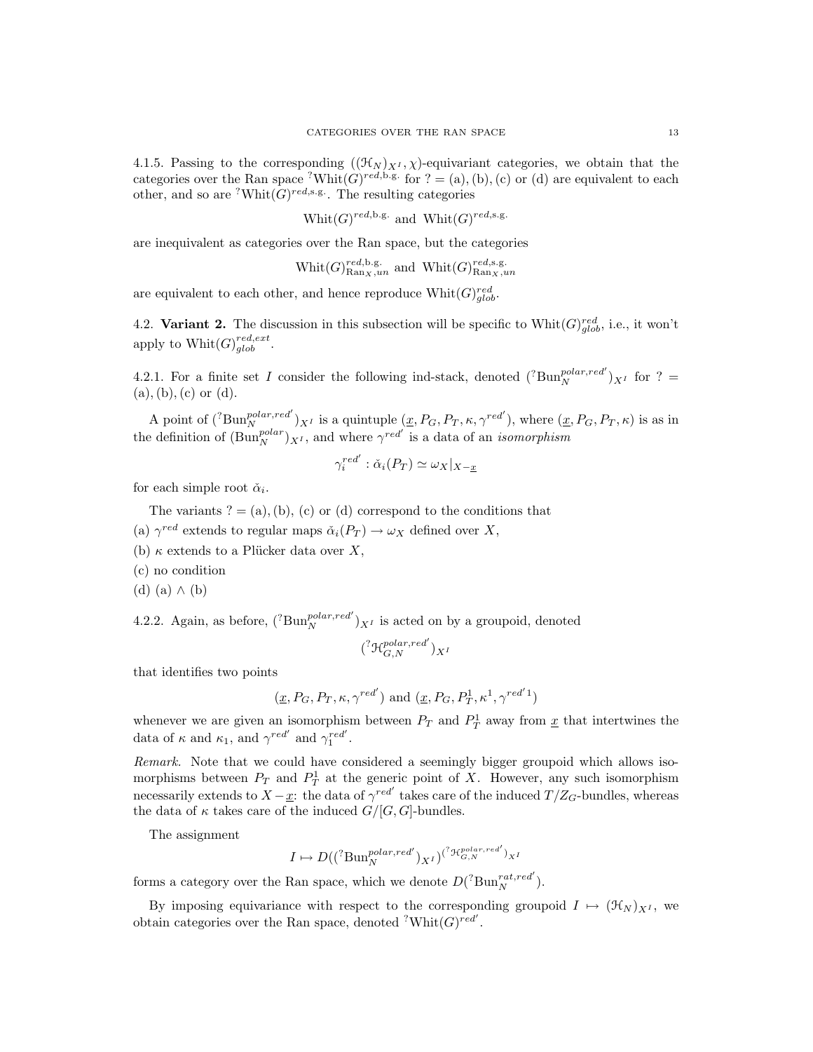4.1.5. Passing to the corresponding $((\mathcal{H}_N)_{X^I}, \chi)$-equivariant categories, we obtain that the categories over the Ran space ${}^?\mathrm{Whit}(G)^{red,\text{b.g.}}$ for $? = \text{(a)}, \text{(b)}, \text{(c)}$ or (d) are equivalent to each other, and so are ${}^?\mathrm{Whit}(G)^{red,\text{s.g.}}$. The resulting categories

$$\mathrm{Whit}(G)^{red,\text{b.g.}} \text{ and } \mathrm{Whit}(G)^{red,\text{s.g.}}$$

are inequivalent as categories over the Ran space, but the categories

$$\mathrm{Whit}(G)^{red,\text{b.g.}}_{\mathrm{Ran}_X,un} \text{ and } \mathrm{Whit}(G)^{red,\text{s.g.}}_{\mathrm{Ran}_X,un}$$

are equivalent to each other, and hence reproduce $\mathrm{Whit}(G)^{red}_{glob}$.

4.2. **Variant 2.** The discussion in this subsection will be specific to $\mathrm{Whit}(G)^{red}_{glob}$, i.e., it won't apply to $\mathrm{Whit}(G)^{red,ext}_{glob}$.

4.2.1. For a finite set $I$ consider the following ind-stack, denoted $({}^?\mathrm{Bun}_N^{polar,red'})_{X^I}$ for $? = \text{(a)}, \text{(b)}, \text{(c)}$ or (d).

A point of $({}^?\mathrm{Bun}_N^{polar,red'})_{X^I}$ is a quintuple $(\underline{x}, P_G, P_T, \kappa, \gamma^{red'})$, where $(\underline{x}, P_G, P_T, \kappa)$ is as in the definition of $(\mathrm{Bun}_N^{polar})_{X^I}$, and where $\gamma^{red'}$ is a data of an *isomorphism*

$$\gamma_i^{red'} : \check{\alpha}_i(P_T) \simeq \omega_X|_{X-\underline{x}}$$

for each simple root $\check{\alpha}_i$.

The variants $? = \text{(a)}, \text{(b)}, \text{(c)}$ or (d) correspond to the conditions that

(a) $\gamma^{red}$ extends to regular maps $\check{\alpha}_i(P_T) \to \omega_X$ defined over $X$,

(b) $\kappa$ extends to a Plücker data over $X$,

(c) no condition

(d) (a) $\wedge$ (b)

4.2.2. Again, as before, $({}^?\mathrm{Bun}_N^{polar,red'})_{X^I}$ is acted on by a groupoid, denoted

$$({}^?\mathcal{H}_{G,N}^{polar,red'})_{X^I}$$

that identifies two points

$$(\underline{x}, P_G, P_T, \kappa, \gamma^{red'}) \text{ and } (\underline{x}, P_G, P_T^1, \kappa^1, \gamma^{red'1})$$

whenever we are given an isomorphism between $P_T$ and $P_T^1$ away from $\underline{x}$ that intertwines the data of $\kappa$ and $\kappa_1$, and $\gamma^{red'}$ and $\gamma_1^{red'}$.

*Remark.* Note that we could have considered a seemingly bigger groupoid which allows isomorphisms between $P_T$ and $P_T^1$ at the generic point of $X$. However, any such isomorphism necessarily extends to $X - \underline{x}$: the data of $\gamma^{red'}$ takes care of the induced $T/Z_G$-bundles, whereas the data of $\kappa$ takes care of the induced $G/[G,G]$-bundles.

The assignment

$$I \mapsto D(({}^?\mathrm{Bun}_N^{polar,red'})_{X^I})^{({}^?\mathcal{H}_{G,N}^{polar,red'})_{X^I}}$$

forms a category over the Ran space, which we denote $D({}^?\mathrm{Bun}_N^{rat,red'})$.

By imposing equivariance with respect to the corresponding groupoid $I \mapsto (\mathcal{H}_N)_{X^I}$, we obtain categories over the Ran space, denoted ${}^?\mathrm{Whit}(G)^{red'}$.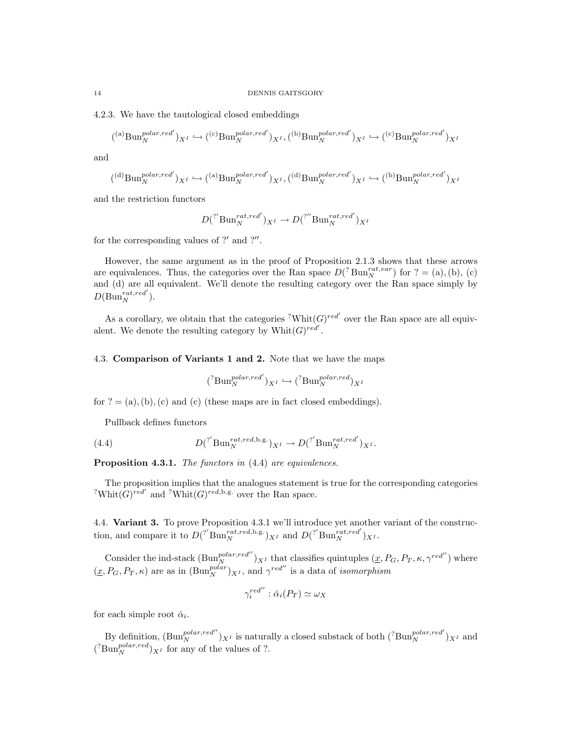4.2.3. We have the tautological closed embeddings

$$({}^{(\mathrm{a})}\mathrm{Bun}_N^{polar,red'})_{X^I} \hookrightarrow ({}^{(\mathrm{c})}\mathrm{Bun}_N^{polar,red'})_{X^I}, ({}^{(\mathrm{b})}\mathrm{Bun}_N^{polar,red'})_{X^I} \hookrightarrow ({}^{(\mathrm{c})}\mathrm{Bun}_N^{polar,red'})_{X^I}$$

and

$$({}^{(\mathrm{d})}\mathrm{Bun}_N^{polar,red'})_{X^I} \hookrightarrow ({}^{(\mathrm{a})}\mathrm{Bun}_N^{polar,red'})_{X^I}, ({}^{(\mathrm{d})}\mathrm{Bun}_N^{polar,red'})_{X^I} \hookrightarrow ({}^{(\mathrm{b})}\mathrm{Bun}_N^{polar,red'})_{X^I}$$

and the restriction functors

$$D({}^{?'}\mathrm{Bun}_N^{rat,red'})_{X^I} \to D({}^{?''}\mathrm{Bun}_N^{rat,red'})_{X^I}$$

for the corresponding values of $?'$ and $?''$.

However, the same argument as in the proof of Proposition 2.1.3 shows that these arrows are equivalences. Thus, the categories over the Ran space $D({}^{?}\,\mathrm{Bun}_N^{rat,var})$ for $? = (\mathrm{a}), (\mathrm{b}), (\mathrm{c})$ and (d) are all equivalent. We'll denote the resulting category over the Ran space simply by $D(\mathrm{Bun}_N^{rat,red'})$.

As a corollary, we obtain that the categories ${}^{?}\mathrm{Whit}(G)^{red'}$ over the Ran space are all equivalent. We denote the resulting category by $\mathrm{Whit}(G)^{red'}$.

## 4.3. Comparison of Variants 1 and 2.

Note that we have the maps

$$({}^{?}\mathrm{Bun}_N^{polar,red'})_{X^I} \hookrightarrow ({}^{?}\mathrm{Bun}_N^{polar,red})_{X^I}$$

for $? = (\mathrm{a}), (\mathrm{b}), (\mathrm{c})$ and (c) (these maps are in fact closed embeddings).

Pullback defines functors

$$D({}^{?'}\mathrm{Bun}_N^{rat,red,\mathrm{b.g.}})_{X^I} \to D({}^{?'}\mathrm{Bun}_N^{rat,red'})_{X^I}. \tag{4.4}$$

**Proposition 4.3.1.** *The functors in* (4.4) *are equivalences.*

The proposition implies that the analogues statement is true for the corresponding categories ${}^{?}\mathrm{Whit}(G)^{red'}$ and ${}^{?}\mathrm{Whit}(G)^{red,\mathrm{b.g.}}$ over the Ran space.

## 4.4. Variant 3.

To prove Proposition 4.3.1 we'll introduce yet another variant of the construction, and compare it to $D({}^{?'}\mathrm{Bun}_N^{rat,red,\mathrm{b.g.}})_{X^I}$ and $D({}^{?'}\mathrm{Bun}_N^{rat,red'})_{X^I}$.

Consider the ind-stack $(\mathrm{Bun}_N^{polar,red''})_{X^I}$ that classifies quintuples $(\underline{x}, P_G, P_T, \kappa, \gamma^{red''})$ where $(\underline{x}, P_G, P_T, \kappa)$ are as in $(\mathrm{Bun}_N^{polar})_{X^I}$, and $\gamma^{red''}$ is a data of *isomorphism*

$$\gamma_i^{red''} : \check{\alpha}_i(P_T) \simeq \omega_X$$

for each simple root $\check{\alpha}_i$.

By definition, $(\mathrm{Bun}_N^{polar,red''})_{X^I}$ is naturally a closed substack of both $({}^{?}\mathrm{Bun}_N^{polar,red'})_{X^I}$ and $({}^{?}\mathrm{Bun}_N^{polar,red})_{X^I}$ for any of the values of ?.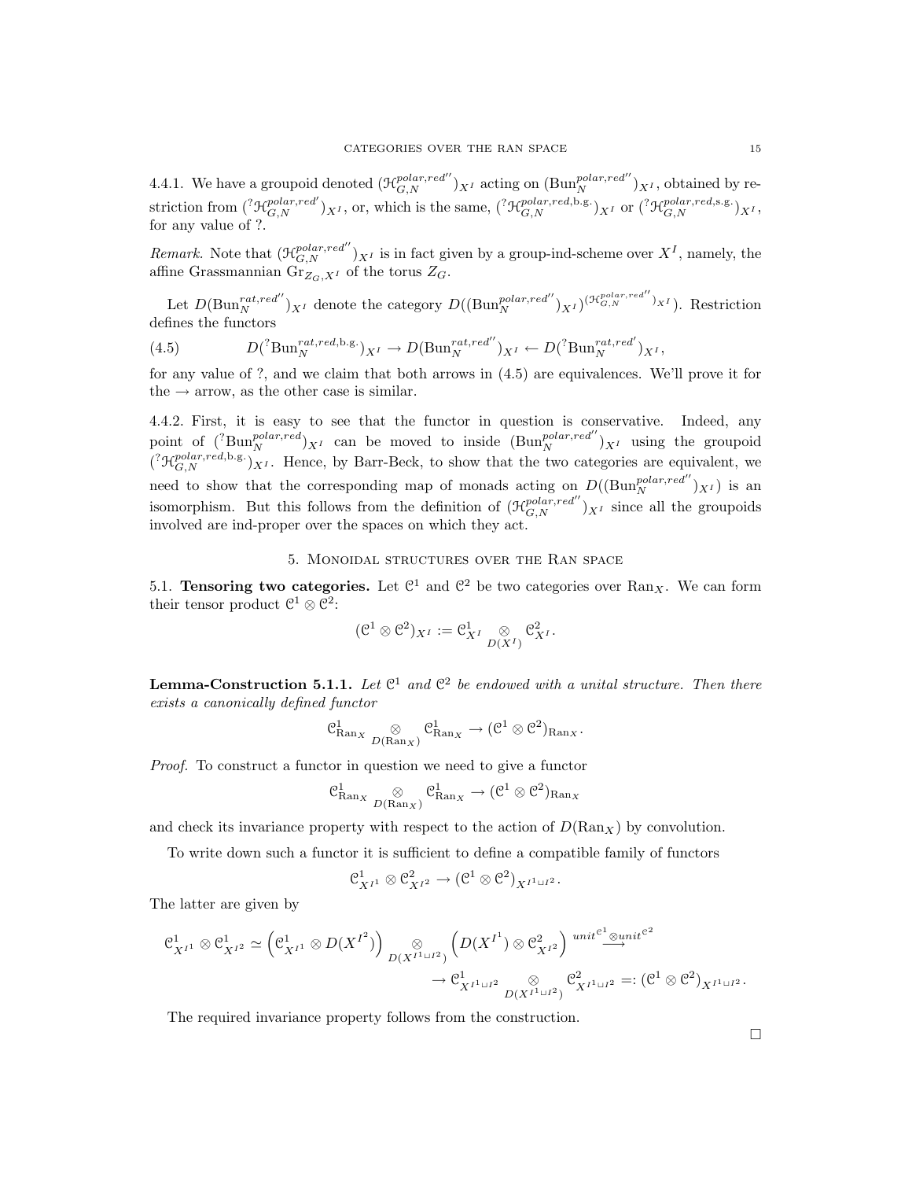4.4.1. We have a groupoid denoted $(\mathcal{H}_{G,N}^{polar,red''})_{X^I}$ acting on $(\mathrm{Bun}_N^{polar,red''})_{X^I}$, obtained by restriction from $({}^?\mathcal{H}_{G,N}^{polar,red'})_{X^I}$, or, which is the same, $({}^?\mathcal{H}_{G,N}^{polar,red,\text{b.g.}})_{X^I}$ or $({}^?\mathcal{H}_{G,N}^{polar,red,\text{s.g.}})_{X^I}$, for any value of ?.

*Remark.* Note that $(\mathcal{H}_{G,N}^{polar,red''})_{X^I}$ is in fact given by a group-ind-scheme over $X^I$, namely, the affine Grassmannian $\mathrm{Gr}_{Z_G,X^I}$ of the torus $Z_G$.

Let $D(\mathrm{Bun}_N^{rat,red''})_{X^I}$ denote the category $D((\mathrm{Bun}_N^{polar,red''})_{X^I})^{(\mathcal{H}_{G,N}^{polar,red''})_{X^I}})$. Restriction defines the functors

$$D({}^?\mathrm{Bun}_N^{rat,red,\text{b.g.}})_{X^I} \to D(\mathrm{Bun}_N^{rat,red''})_{X^I} \leftarrow D({}^?\mathrm{Bun}_N^{rat,red'})_{X^I}, \tag{4.5}$$

for any value of ?, and we claim that both arrows in (4.5) are equivalences. We'll prove it for the $\to$ arrow, as the other case is similar.

4.4.2. First, it is easy to see that the functor in question is conservative. Indeed, any point of $({}^?\mathrm{Bun}_N^{polar,red})_{X^I}$ can be moved to inside $(\mathrm{Bun}_N^{polar,red''})_{X^I}$ using the groupoid $({}^?\mathcal{H}_{G,N}^{polar,red,\text{b.g.}})_{X^I}$. Hence, by Barr-Beck, to show that the two categories are equivalent, we need to show that the corresponding map of monads acting on $D((\mathrm{Bun}_N^{polar,red''})_{X^I})$ is an isomorphism. But this follows from the definition of $(\mathcal{H}_{G,N}^{polar,red''})_{X^I}$ since all the groupoids involved are ind-proper over the spaces on which they act.

## 5. Monoidal structures over the Ran space

5.1. **Tensoring two categories.** Let $\mathcal{C}^1$ and $\mathcal{C}^2$ be two categories over $\mathrm{Ran}_X$. We can form their tensor product $\mathcal{C}^1 \otimes \mathcal{C}^2$:

$$(\mathcal{C}^1 \otimes \mathcal{C}^2)_{X^I} := \mathcal{C}^1_{X^I} \underset{D(X^I)}{\otimes} \mathcal{C}^2_{X^I}.$$

**Lemma-Construction 5.1.1.** *Let $\mathcal{C}^1$ and $\mathcal{C}^2$ be endowed with a unital structure. Then there exists a canonically defined functor*

$$\mathcal{C}^1_{\mathrm{Ran}_X} \underset{D(\mathrm{Ran}_X)}{\otimes} \mathcal{C}^1_{\mathrm{Ran}_X} \to (\mathcal{C}^1 \otimes \mathcal{C}^2)_{\mathrm{Ran}_X}.$$

*Proof.* To construct a functor in question we need to give a functor

$$\mathcal{C}^1_{\mathrm{Ran}_X} \underset{D(\mathrm{Ran}_X)}{\otimes} \mathcal{C}^1_{\mathrm{Ran}_X} \to (\mathcal{C}^1 \otimes \mathcal{C}^2)_{\mathrm{Ran}_X}$$

and check its invariance property with respect to the action of $D(\mathrm{Ran}_X)$ by convolution.

To write down such a functor it is sufficient to define a compatible family of functors

$$\mathcal{C}^1_{X^{I^1}} \otimes \mathcal{C}^2_{X^{I^2}} \to (\mathcal{C}^1 \otimes \mathcal{C}^2)_{X^{I^1 \sqcup I^2}}.$$

The latter are given by

$$\mathcal{C}^1_{X^{I^1}} \otimes \mathcal{C}^1_{X^{I^2}} \simeq \left(\mathcal{C}^1_{X^{I^1}} \otimes D(X^{I^2})\right) \underset{D(X^{I^1 \sqcup I^2})}{\otimes} \left(D(X^{I^1}) \otimes \mathcal{C}^2_{X^{I^2}}\right) \overset{unit^{\mathcal{C}^1} \otimes unit^{\mathcal{C}^2}}{\longrightarrow}$$

$$\to \mathcal{C}^1_{X^{I^1 \sqcup I^2}} \underset{D(X^{I^1 \sqcup I^2})}{\otimes} \mathcal{C}^2_{X^{I^1 \sqcup I^2}} =: (\mathcal{C}^1 \otimes \mathcal{C}^2)_{X^{I^1 \sqcup I^2}}.$$

The required invariance property follows from the construction.

□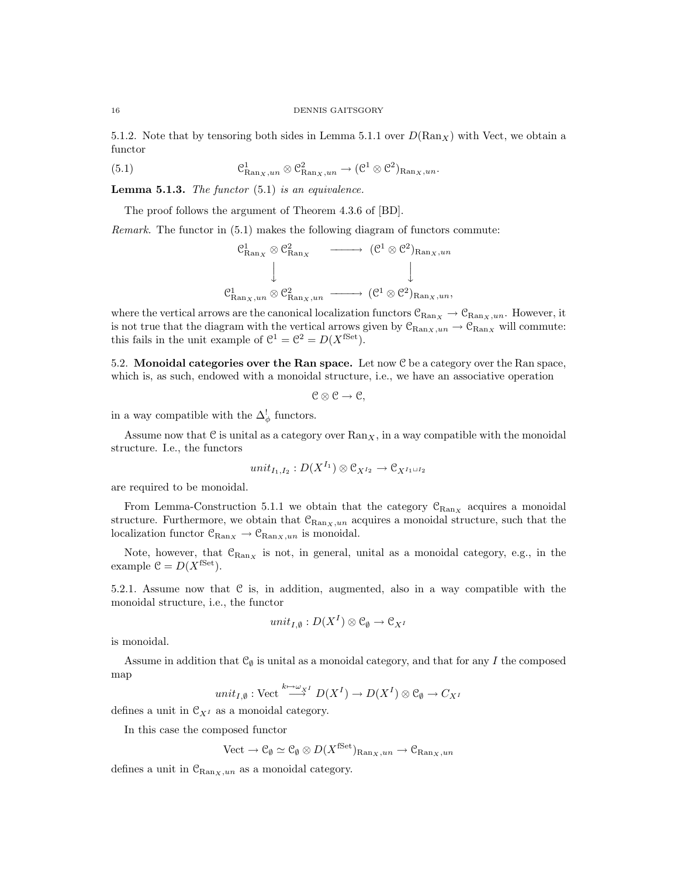5.1.2. Note that by tensoring both sides in Lemma 5.1.1 over $D(\mathrm{Ran}_X)$ with Vect, we obtain a functor

$$\mathcal{C}^1_{\mathrm{Ran}_X,un} \otimes \mathcal{C}^2_{\mathrm{Ran}_X,un} \to (\mathcal{C}^1 \otimes \mathcal{C}^2)_{\mathrm{Ran}_X,un}. \tag{5.1}$$

**Lemma 5.1.3.** *The functor* (5.1) *is an equivalence.*

The proof follows the argument of Theorem 4.3.6 of [BD].

*Remark.* The functor in (5.1) makes the following diagram of functors commute:

$$\begin{array}{ccc}
\mathcal{C}^1_{\mathrm{Ran}_X} \otimes \mathcal{C}^2_{\mathrm{Ran}_X} & \longrightarrow & (\mathcal{C}^1 \otimes \mathcal{C}^2)_{\mathrm{Ran}_X,un} \\
\downarrow & & \downarrow \\
\mathcal{C}^1_{\mathrm{Ran}_X,un} \otimes \mathcal{C}^2_{\mathrm{Ran}_X,un} & \longrightarrow & (\mathcal{C}^1 \otimes \mathcal{C}^2)_{\mathrm{Ran}_X,un},
\end{array}$$

where the vertical arrows are the canonical localization functors $\mathcal{C}_{\mathrm{Ran}_X} \to \mathcal{C}_{\mathrm{Ran}_X,un}$. However, it is not true that the diagram with the vertical arrows given by $\mathcal{C}_{\mathrm{Ran}_X,un} \to \mathcal{C}_{\mathrm{Ran}_X}$ will commute: this fails in the unit example of $\mathcal{C}^1 = \mathcal{C}^2 = D(X^{\mathrm{fSet}})$.

## 5.2. Monoidal categories over the Ran space.

Let now $\mathcal{C}$ be a category over the Ran space, which is, as such, endowed with a monoidal structure, i.e., we have an associative operation

$$\mathcal{C} \otimes \mathcal{C} \to \mathcal{C},$$

in a way compatible with the $\Delta^!_\phi$ functors.

Assume now that $\mathcal{C}$ is unital as a category over $\mathrm{Ran}_X$, in a way compatible with the monoidal structure. I.e., the functors

$$unit_{I_1,I_2} : D(X^{I_1}) \otimes \mathcal{C}_{X^{I_2}} \to \mathcal{C}_{X^{I_1 \sqcup I_2}}$$

are required to be monoidal.

From Lemma-Construction 5.1.1 we obtain that the category $\mathcal{C}_{\mathrm{Ran}_X}$ acquires a monoidal structure. Furthermore, we obtain that $\mathcal{C}_{\mathrm{Ran}_X,un}$ acquires a monoidal structure, such that the localization functor $\mathcal{C}_{\mathrm{Ran}_X} \to \mathcal{C}_{\mathrm{Ran}_X,un}$ is monoidal.

Note, however, that $\mathcal{C}_{\mathrm{Ran}_X}$ is not, in general, unital as a monoidal category, e.g., in the example $\mathcal{C} = D(X^{\mathrm{fSet}})$.

5.2.1. Assume now that $\mathcal{C}$ is, in addition, augmented, also in a way compatible with the monoidal structure, i.e., the functor

$$unit_{I,\emptyset} : D(X^I) \otimes \mathcal{C}_\emptyset \to \mathcal{C}_{X^I}$$

is monoidal.

Assume in addition that $\mathcal{C}_\emptyset$ is unital as a monoidal category, and that for any $I$ the composed map

$$unit_{I,\emptyset} : \mathrm{Vect} \overset{k \mapsto \omega_{X^I}}{\longrightarrow} D(X^I) \to D(X^I) \otimes \mathcal{C}_\emptyset \to C_{X^I}$$

defines a unit in $\mathcal{C}_{X^I}$ as a monoidal category.

In this case the composed functor

$$\mathrm{Vect} \to \mathcal{C}_\emptyset \simeq \mathcal{C}_\emptyset \otimes D(X^{\mathrm{fSet}})_{\mathrm{Ran}_X,un} \to \mathcal{C}_{\mathrm{Ran}_X,un}$$

defines a unit in $\mathcal{C}_{\mathrm{Ran}_X,un}$ as a monoidal category.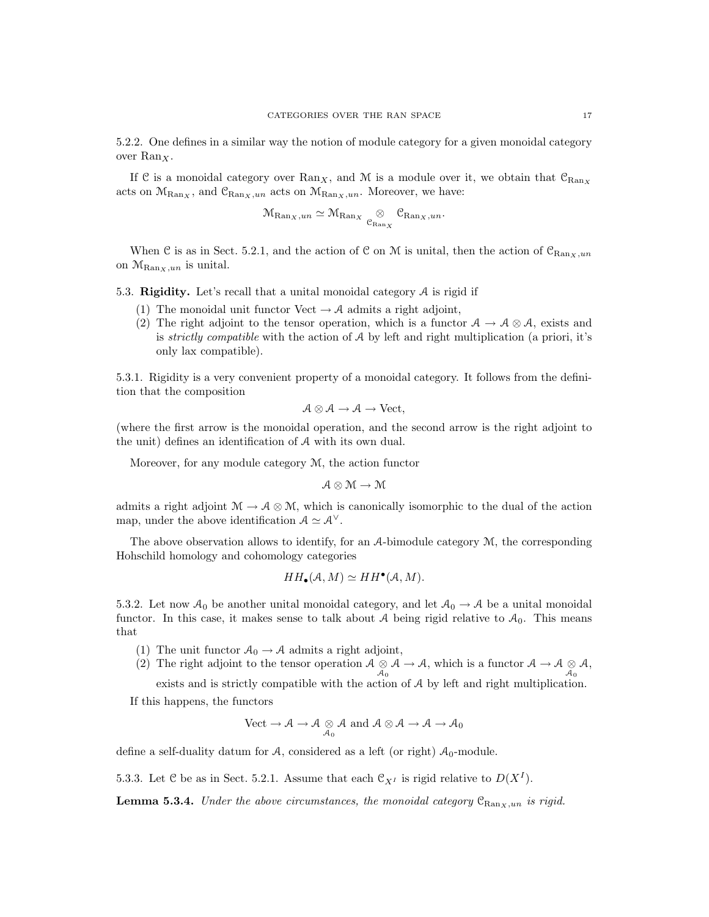5.2.2. One defines in a similar way the notion of module category for a given monoidal category over $\mathrm{Ran}_X$.

If $\mathcal{C}$ is a monoidal category over $\mathrm{Ran}_X$, and $\mathcal{M}$ is a module over it, we obtain that $\mathcal{C}_{\mathrm{Ran}_X}$ acts on $\mathcal{M}_{\mathrm{Ran}_X}$, and $\mathcal{C}_{\mathrm{Ran}_X,un}$ acts on $\mathcal{M}_{\mathrm{Ran}_X,un}$. Moreover, we have:

$$\mathcal{M}_{\mathrm{Ran}_X,un} \simeq \mathcal{M}_{\mathrm{Ran}_X} \underset{\mathcal{C}_{\mathrm{Ran}_X}}{\otimes} \mathcal{C}_{\mathrm{Ran}_X,un}.$$

When $\mathcal{C}$ is as in Sect. 5.2.1, and the action of $\mathcal{C}$ on $\mathcal{M}$ is unital, then the action of $\mathcal{C}_{\mathrm{Ran}_X,un}$ on $\mathcal{M}_{\mathrm{Ran}_X,un}$ is unital.

5.3. **Rigidity.** Let's recall that a unital monoidal category $\mathcal{A}$ is rigid if

1. The monoidal unit functor $\mathrm{Vect} \to \mathcal{A}$ admits a right adjoint,
2. The right adjoint to the tensor operation, which is a functor $\mathcal{A} \to \mathcal{A} \otimes \mathcal{A}$, exists and is *strictly compatible* with the action of $\mathcal{A}$ by left and right multiplication (a priori, it's only lax compatible).

5.3.1. Rigidity is a very convenient property of a monoidal category. It follows from the definition that the composition

$$\mathcal{A} \otimes \mathcal{A} \to \mathcal{A} \to \mathrm{Vect},$$

(where the first arrow is the monoidal operation, and the second arrow is the right adjoint to the unit) defines an identification of $\mathcal{A}$ with its own dual.

Moreover, for any module category $\mathcal{M}$, the action functor

$$\mathcal{A} \otimes \mathcal{M} \to \mathcal{M}$$

admits a right adjoint $\mathcal{M} \to \mathcal{A} \otimes \mathcal{M}$, which is canonically isomorphic to the dual of the action map, under the above identification $\mathcal{A} \simeq \mathcal{A}^\vee$.

The above observation allows to identify, for an $\mathcal{A}$-bimodule category $\mathcal{M}$, the corresponding Hohschild homology and cohomology categories

$$HH_\bullet(\mathcal{A}, M) \simeq HH^\bullet(\mathcal{A}, M).$$

5.3.2. Let now $\mathcal{A}_0$ be another unital monoidal category, and let $\mathcal{A}_0 \to \mathcal{A}$ be a unital monoidal functor. In this case, it makes sense to talk about $\mathcal{A}$ being rigid relative to $\mathcal{A}_0$. This means that

1. The unit functor $\mathcal{A}_0 \to \mathcal{A}$ admits a right adjoint,
2. The right adjoint to the tensor operation $\mathcal{A} \underset{\mathcal{A}_0}{\otimes} \mathcal{A} \to \mathcal{A}$, which is a functor $\mathcal{A} \to \mathcal{A} \underset{\mathcal{A}_0}{\otimes} \mathcal{A}$, exists and is strictly compatible with the action of $\mathcal{A}$ by left and right multiplication.

If this happens, the functors

$$\mathrm{Vect} \to \mathcal{A} \to \mathcal{A} \underset{\mathcal{A}_0}{\otimes} \mathcal{A} \text{ and } \mathcal{A} \otimes \mathcal{A} \to \mathcal{A} \to \mathcal{A}_0$$

define a self-duality datum for $\mathcal{A}$, considered as a left (or right) $\mathcal{A}_0$-module.

5.3.3. Let $\mathcal{C}$ be as in Sect. 5.2.1. Assume that each $\mathcal{C}_{X^I}$ is rigid relative to $D(X^I)$.

**Lemma 5.3.4.** *Under the above circumstances, the monoidal category $\mathcal{C}_{\mathrm{Ran}_X,un}$ is rigid.*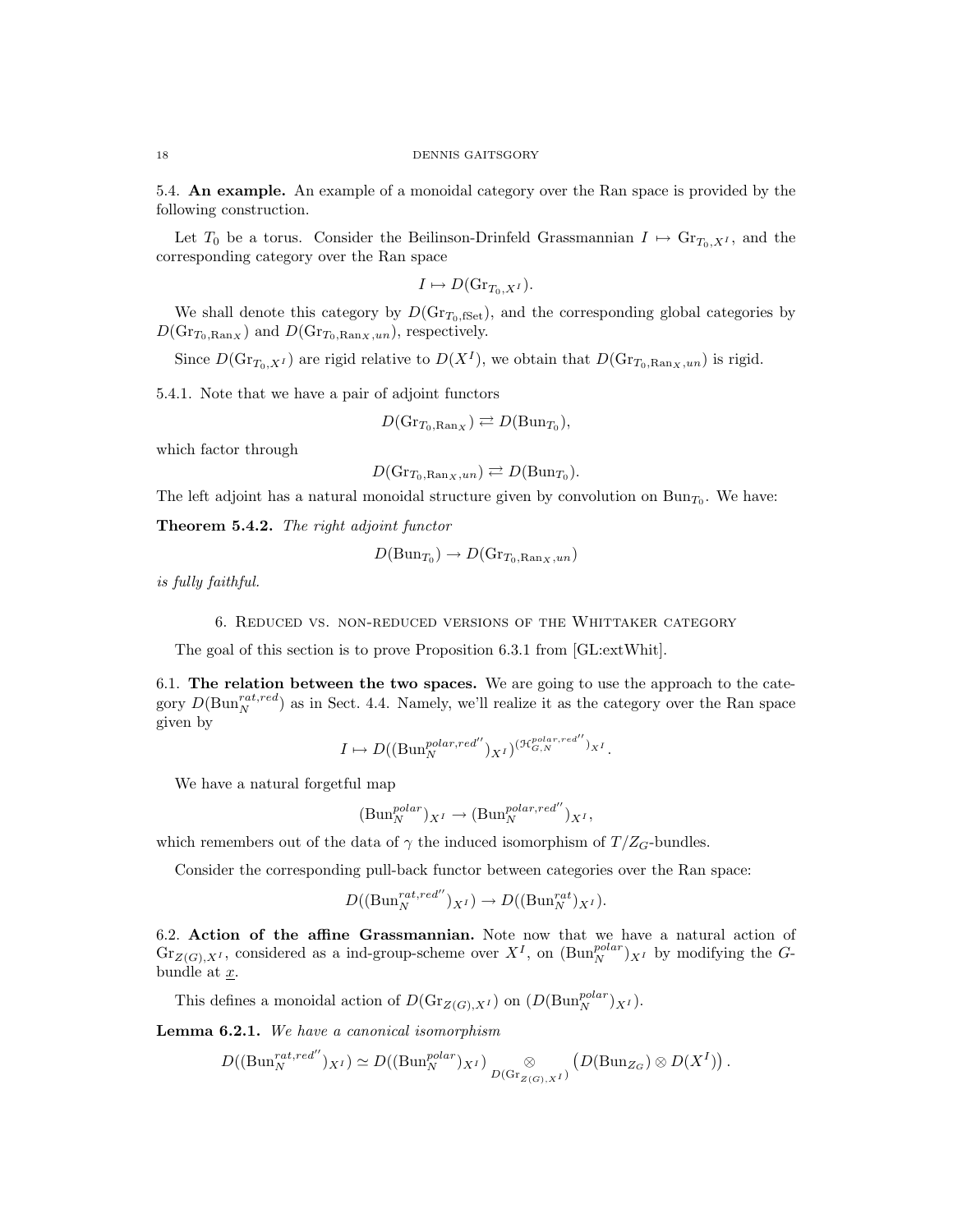5.4. **An example.** An example of a monoidal category over the Ran space is provided by the following construction.

Let $T_0$ be a torus. Consider the Beilinson-Drinfeld Grassmannian $I \mapsto \mathrm{Gr}_{T_0,X^I}$, and the corresponding category over the Ran space

$$I \mapsto D(\mathrm{Gr}_{T_0,X^I}).$$

We shall denote this category by $D(\mathrm{Gr}_{T_0,\mathrm{fSet}})$, and the corresponding global categories by $D(\mathrm{Gr}_{T_0,\mathrm{Ran}_X})$ and $D(\mathrm{Gr}_{T_0,\mathrm{Ran}_X,un})$, respectively.

Since $D(\mathrm{Gr}_{T_0,X^I})$ are rigid relative to $D(X^I)$, we obtain that $D(\mathrm{Gr}_{T_0,\mathrm{Ran}_X,un})$ is rigid.

5.4.1. Note that we have a pair of adjoint functors

$$D(\mathrm{Gr}_{T_0,\mathrm{Ran}_X}) \rightleftarrows D(\mathrm{Bun}_{T_0}),$$

which factor through

$$D(\mathrm{Gr}_{T_0,\mathrm{Ran}_X,un}) \rightleftarrows D(\mathrm{Bun}_{T_0}).$$

The left adjoint has a natural monoidal structure given by convolution on $\mathrm{Bun}_{T_0}$. We have:

**Theorem 5.4.2.** *The right adjoint functor*

$$D(\mathrm{Bun}_{T_0}) \to D(\mathrm{Gr}_{T_0,\mathrm{Ran}_X,un})$$

*is fully faithful.*

## 6. Reduced vs. non-reduced versions of the Whittaker category

The goal of this section is to prove Proposition 6.3.1 from [GL:extWhit].

6.1. **The relation between the two spaces.** We are going to use the approach to the category $D(\mathrm{Bun}_N^{rat,red})$ as in Sect. 4.4. Namely, we'll realize it as the category over the Ran space given by

$$I \mapsto D((\mathrm{Bun}_N^{polar,red''})_{X^I})^{(\mathcal{H}_{G,N}^{polar,red''})_{X^I}}.$$

We have a natural forgetful map

$$(\mathrm{Bun}_N^{polar})_{X^I} \to (\mathrm{Bun}_N^{polar,red''})_{X^I},$$

which remembers out of the data of $\gamma$ the induced isomorphism of $T/Z_G$-bundles.

Consider the corresponding pull-back functor between categories over the Ran space:

$$D((\mathrm{Bun}_N^{rat,red''})_{X^I}) \to D((\mathrm{Bun}_N^{rat})_{X^I}).$$

6.2. **Action of the affine Grassmannian.** Note now that we have a natural action of $\mathrm{Gr}_{Z(G),X^I}$, considered as a ind-group-scheme over $X^I$, on $(\mathrm{Bun}_N^{polar})_{X^I}$ by modifying the $G$-bundle at $\underline{x}$.

This defines a monoidal action of $D(\mathrm{Gr}_{Z(G),X^I})$ on $(D(\mathrm{Bun}_N^{polar})_{X^I})$.

**Lemma 6.2.1.** *We have a canonical isomorphism*

$$D((\mathrm{Bun}_N^{rat,red''})_{X^I}) \simeq D((\mathrm{Bun}_N^{polar})_{X^I}) \underset{D(\mathrm{Gr}_{Z(G),X^I})}{\otimes} \left(D(\mathrm{Bun}_{Z_G}) \otimes D(X^I)\right).$$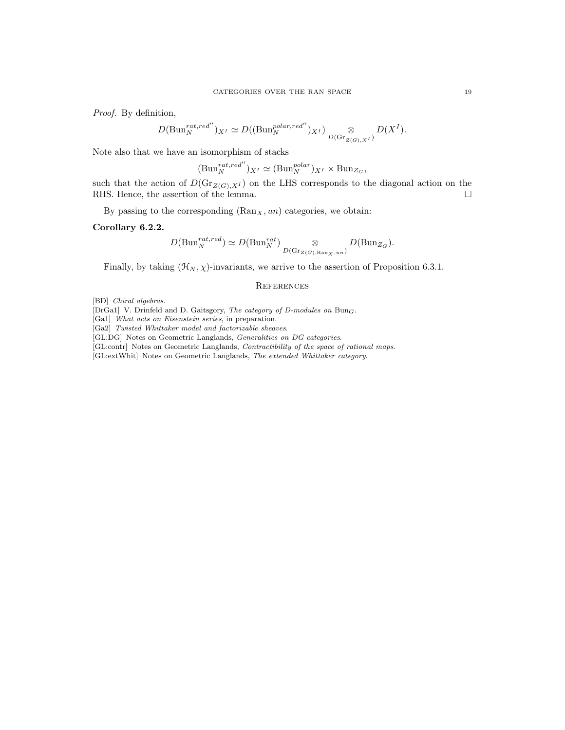*Proof.* By definition,

$$D(\mathrm{Bun}_N^{rat,red''})_{X^I} \simeq D((\mathrm{Bun}_N^{polar,red''})_{X^I}) \underset{D(\mathrm{Gr}_{Z(G),X^I})}{\otimes} D(X^I).$$

Note also that we have an isomorphism of stacks

$$(\mathrm{Bun}_N^{rat,red''})_{X^I} \simeq (\mathrm{Bun}_N^{polar})_{X^I} \times \mathrm{Bun}_{Z_G},$$

such that the action of $D(\mathrm{Gr}_{Z(G),X^I})$ on the LHS corresponds to the diagonal action on the RHS. Hence, the assertion of the lemma. □

By passing to the corresponding $(\mathrm{Ran}_X, un)$ categories, we obtain:

**Corollary 6.2.2.**

$$D(\mathrm{Bun}_N^{rat,red}) \simeq D(\mathrm{Bun}_N^{rat}) \underset{D(\mathrm{Gr}_{Z(G),\mathrm{Ran}_X,un})}{\otimes} D(\mathrm{Bun}_{Z_G}).$$

Finally, by taking $(\mathcal{H}_N, \chi)$-invariants, we arrive to the assertion of Proposition 6.3.1.

## References

[BD] *Chiral algebras.*

[DrGa1] V. Drinfeld and D. Gaitsgory, *The category of D-modules on* $\mathrm{Bun}_G$.

[Ga1] *What acts on Eisenstein series*, in preparation.

[Ga2] *Twisted Whittaker model and factorizable sheaves.*

[GL:DG] Notes on Geometric Langlands, *Generalities on DG categories.*

[GL:contr] Notes on Geometric Langlands, *Contractibility of the space of rational maps.*

[GL:extWhit] Notes on Geometric Langlands, *The extended Whittaker category.*